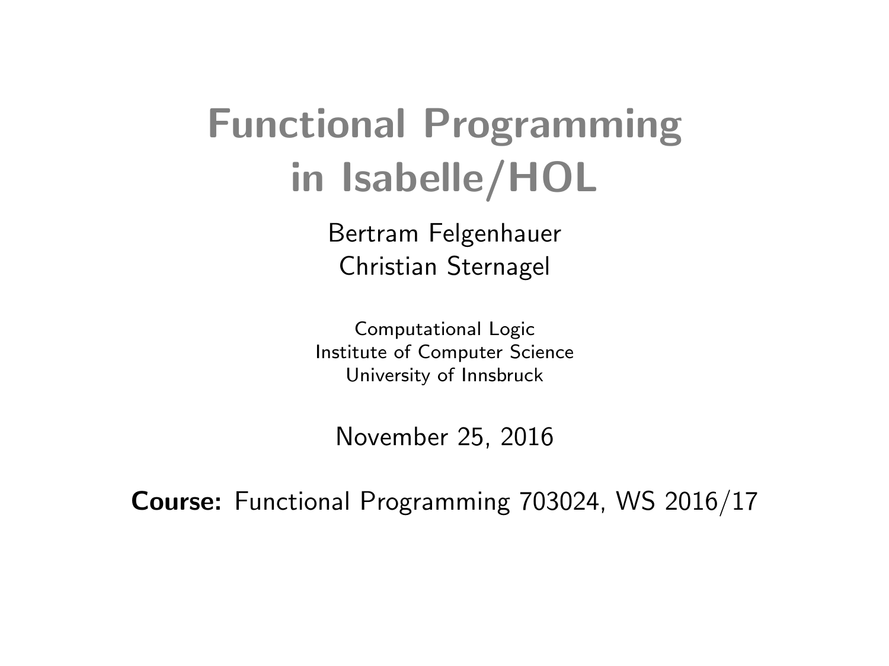# Functional Programming in Isabelle/HOL

Bertram Felgenhauer
Christian Sternagel

Computational Logic
Institute of Computer Science
University of Innsbruck

November 25, 2016

**Course:** Functional Programming 703024, WS 2016/17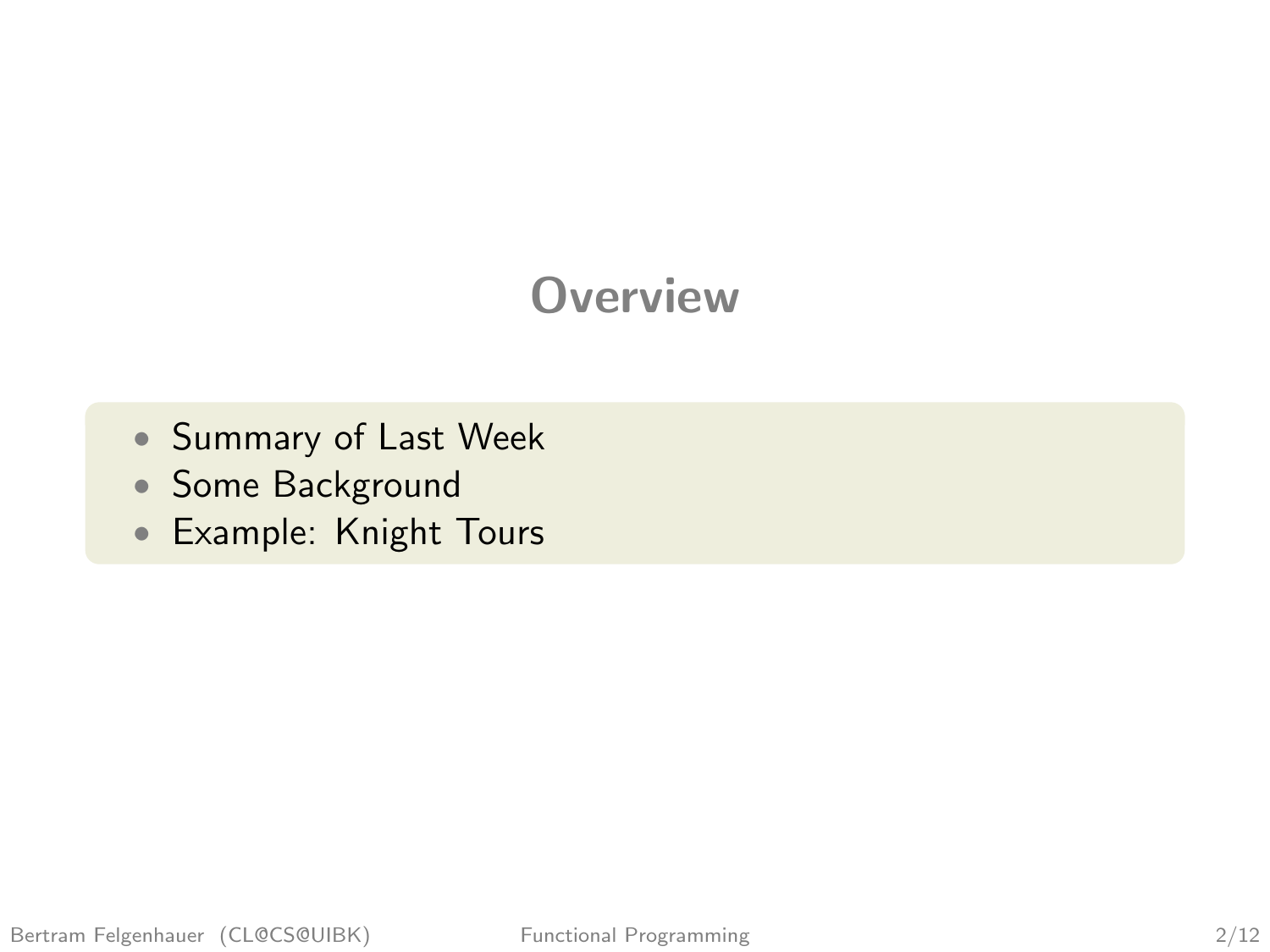# Overview

- Summary of Last Week
- Some Background
- Example: Knight Tours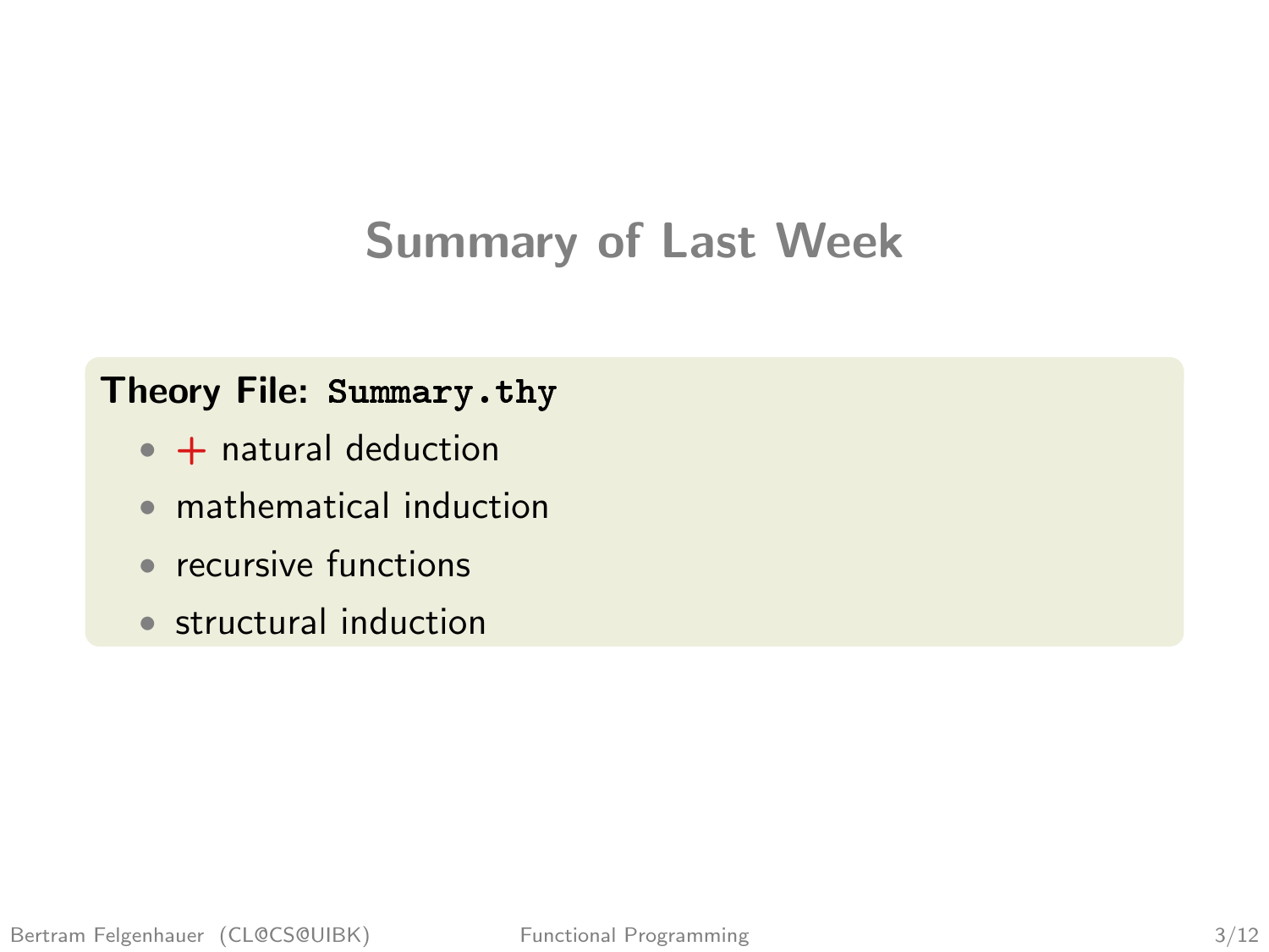# Summary of Last Week

**Theory File: `Summary.thy`**

- + natural deduction
- mathematical induction
- recursive functions
- structural induction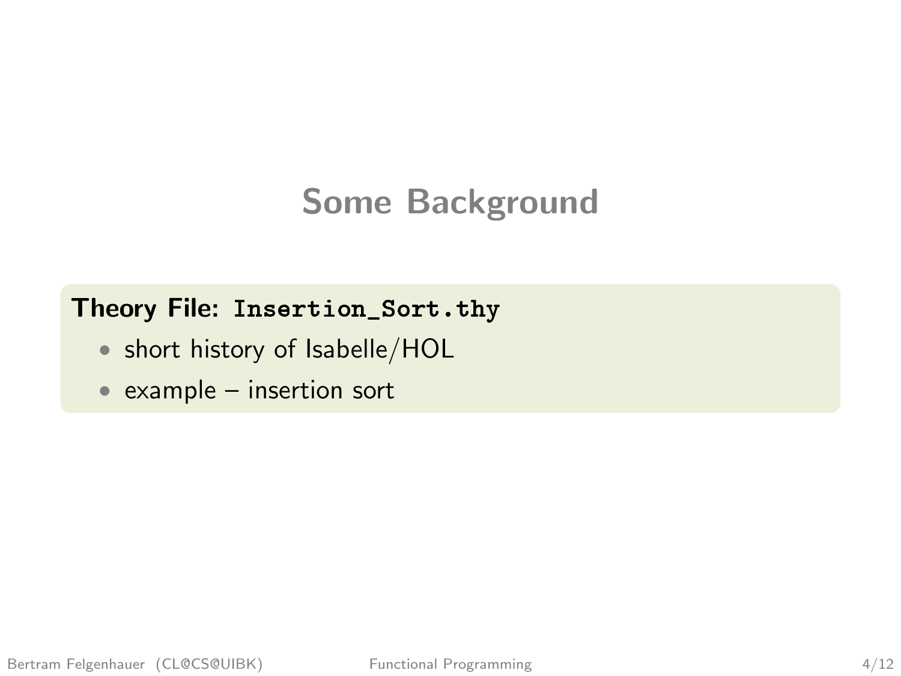# Some Background

**Theory File: `Insertion_Sort.thy`**

- short history of Isabelle/HOL
- example – insertion sort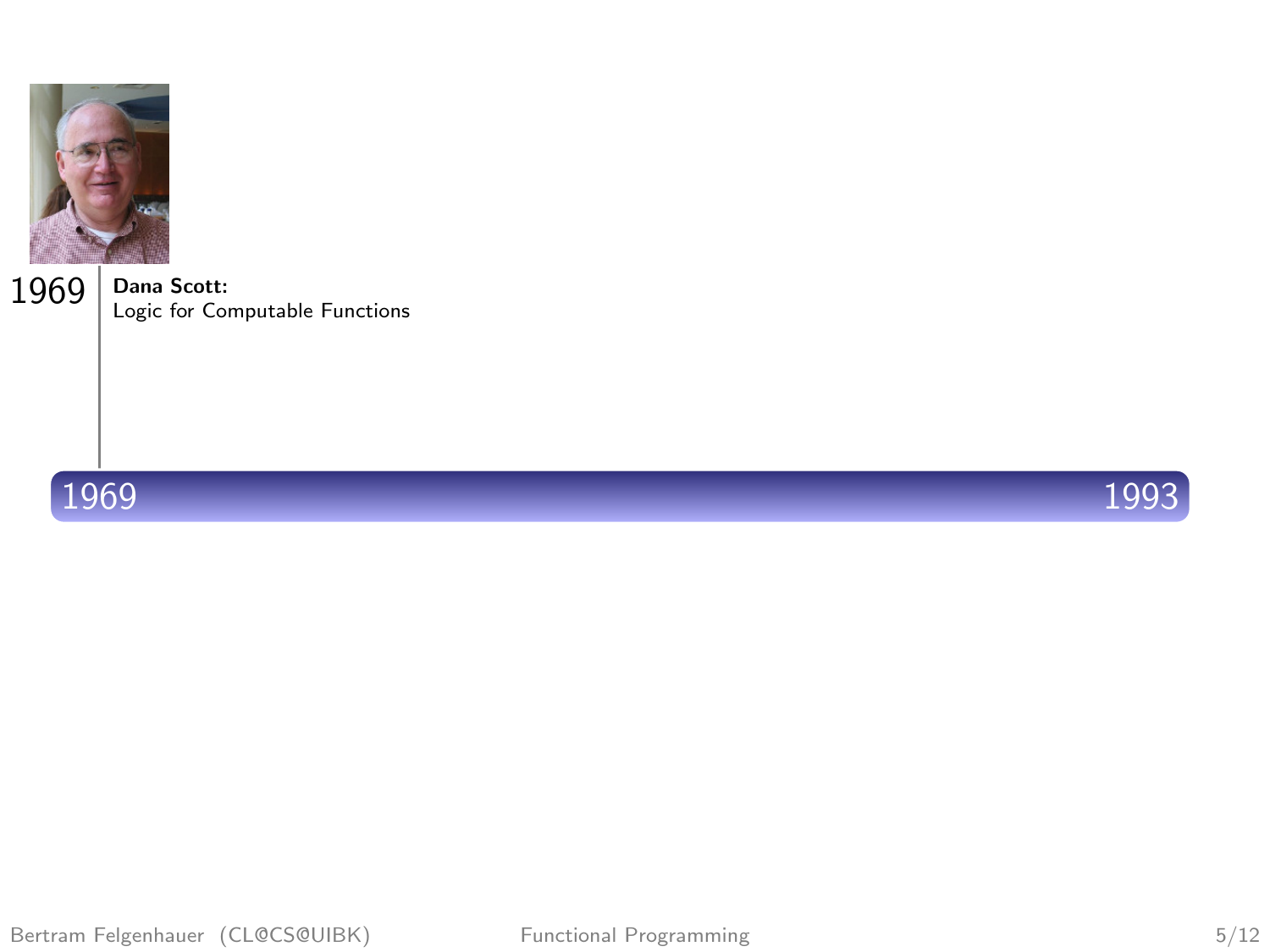1969 **Dana Scott:**
Logic for Computable Functions

1969 — 1993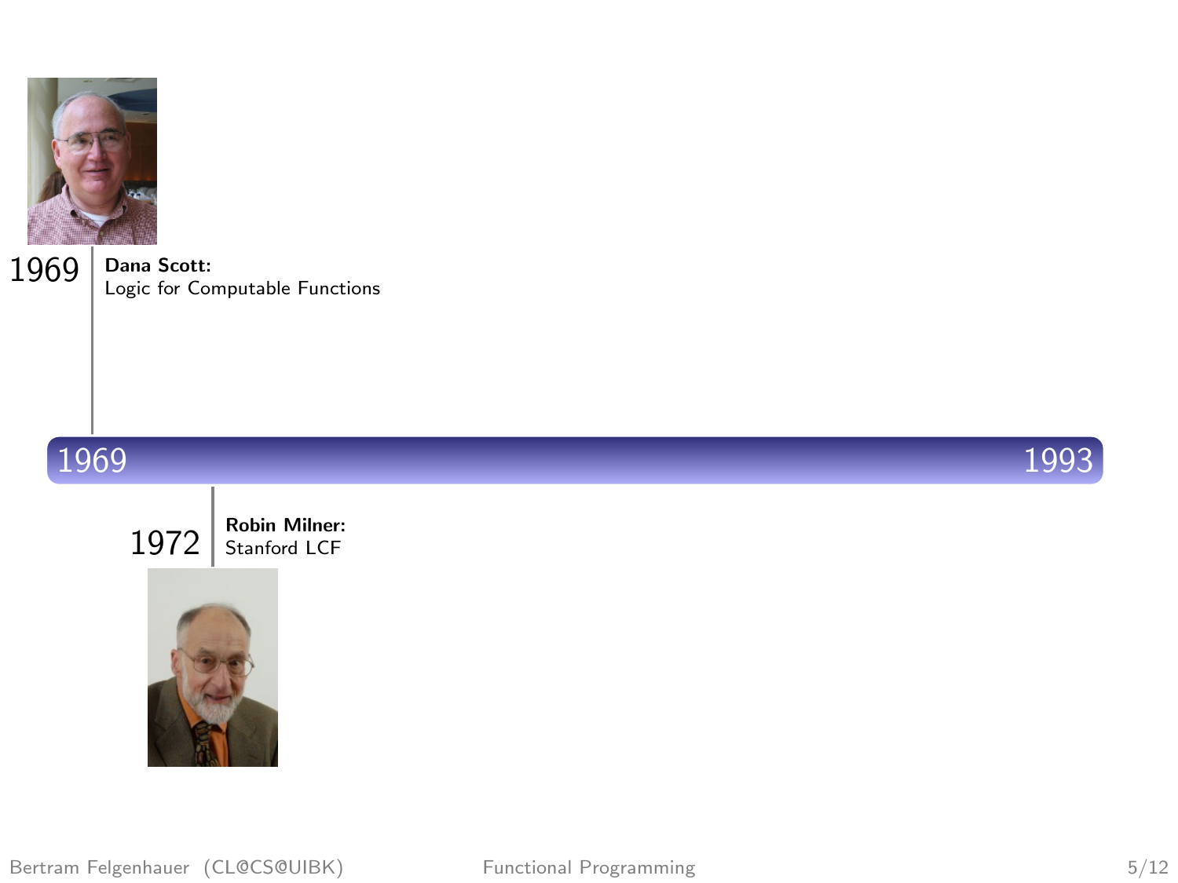**1969** — **Dana Scott:** Logic for Computable Functions

1969 — 1993

**1972** — **Robin Milner:** Stanford LCF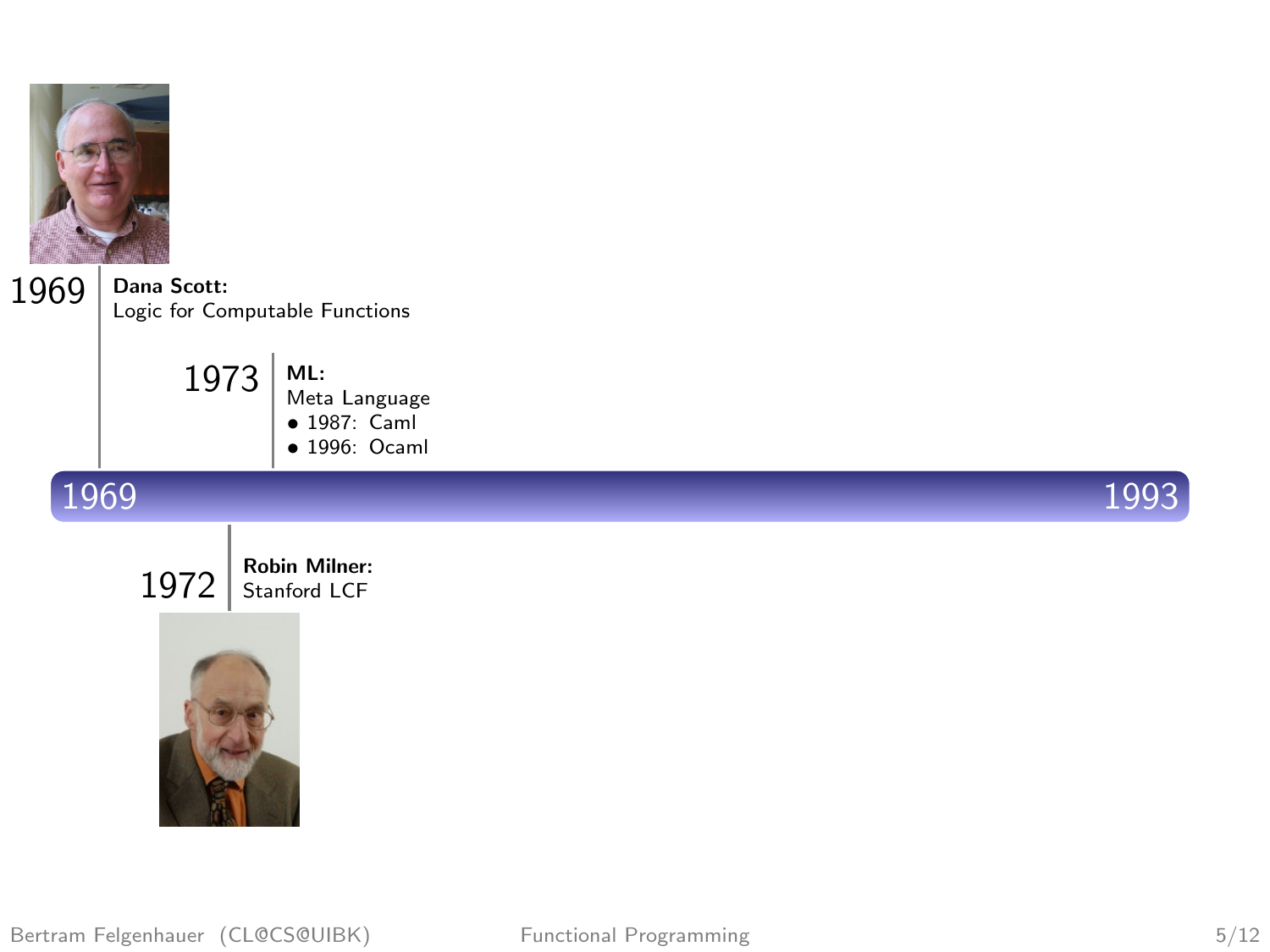1969 **Dana Scott:**
Logic for Computable Functions

1973 **ML:**
Meta Language

- 1987: Caml
- 1996: Ocaml

1969 — 1993

1972 **Robin Milner:**
Stanford LCF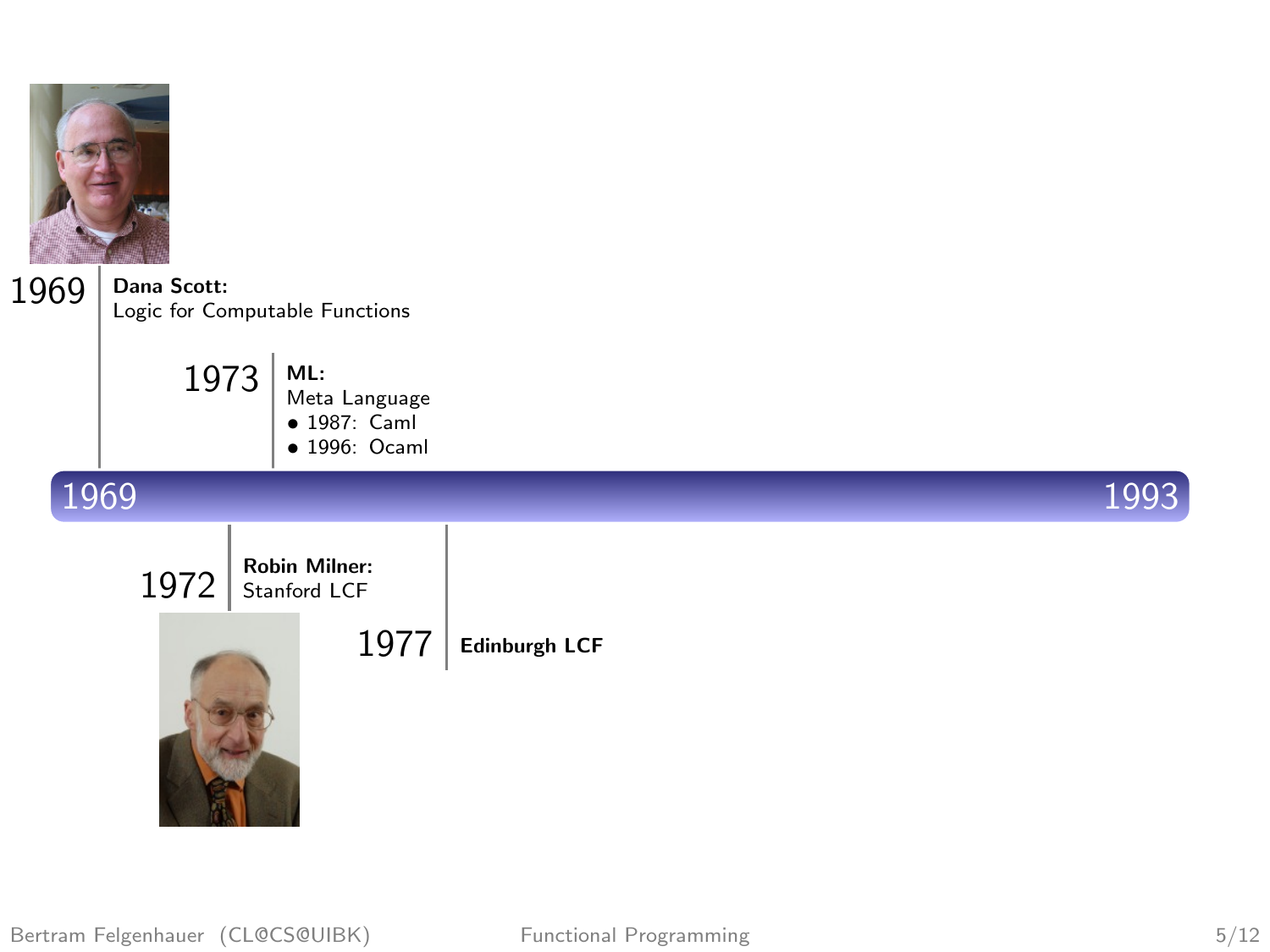1969 — **Dana Scott:**
Logic for Computable Functions

1973 — **ML:**
Meta Language
- 1987: Caml
- 1996: Ocaml

1969 — 1993

1972 — **Robin Milner:**
Stanford LCF

1977 — **Edinburgh LCF**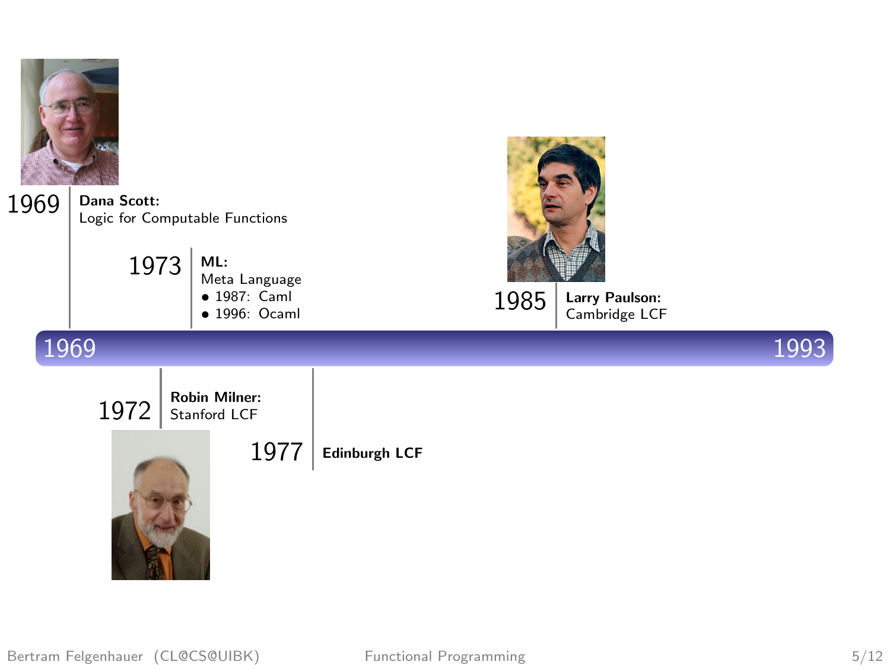1969 — **Dana Scott:** Logic for Computable Functions

1972 — **Robin Milner:** Stanford LCF

1973 — **ML:** Meta Language

- 1987: Caml
- 1996: Ocaml

1977 — **Edinburgh LCF**

1985 — **Larry Paulson:** Cambridge LCF

1969 — 1993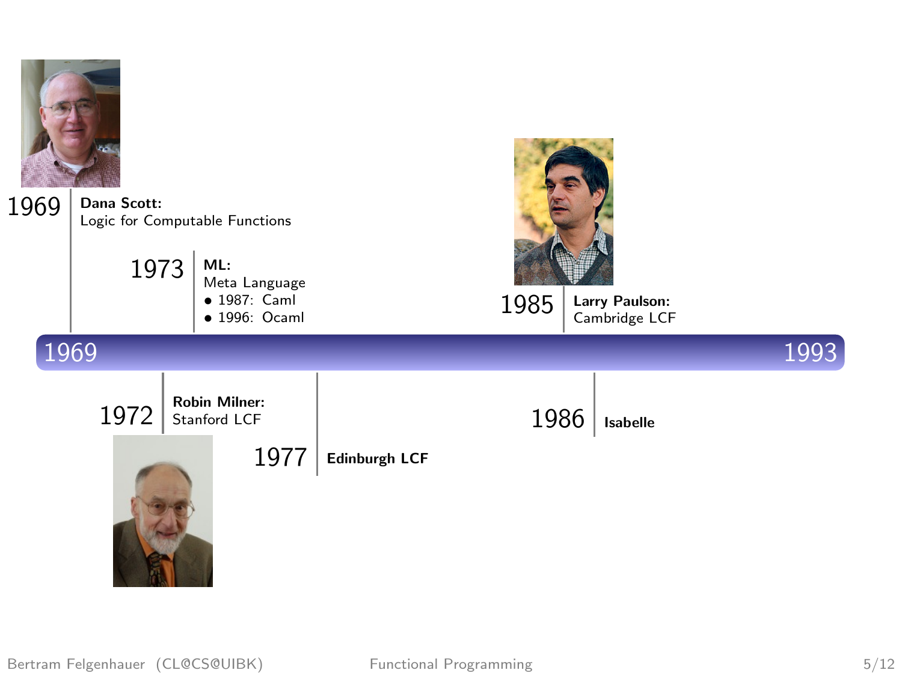**1969** — **Dana Scott:** Logic for Computable Functions

**1972** — **Robin Milner:** Stanford LCF

**1973** — **ML:** Meta Language

- 1987: Caml
- 1996: Ocaml

**1977** — **Edinburgh LCF**

**1985** — **Larry Paulson:** Cambridge LCF

**1986** — **Isabelle**

1969 — 1993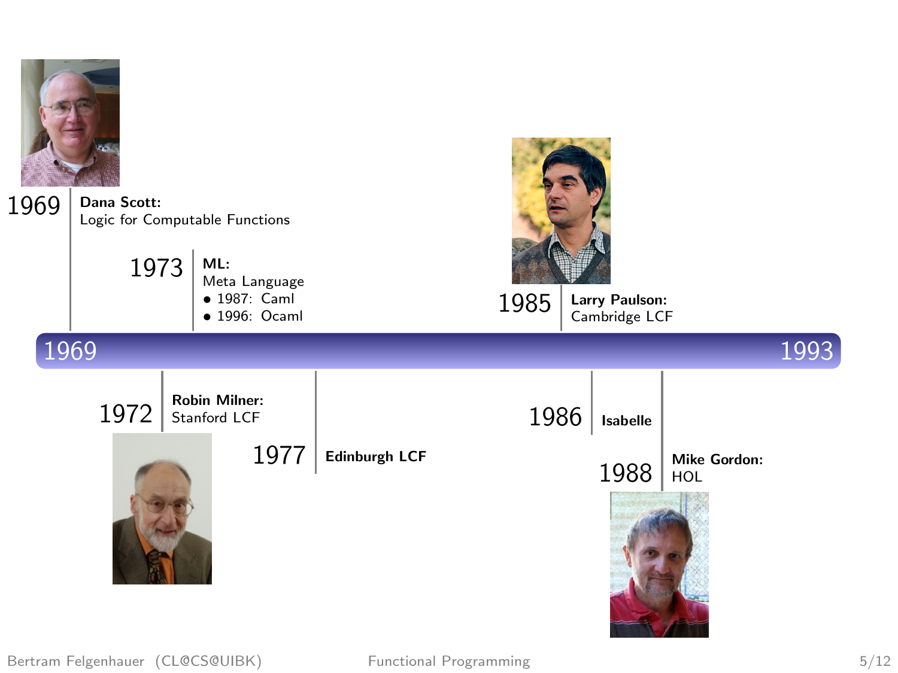1969 – 1993

- **1969** — **Dana Scott:** Logic for Computable Functions
- **1972** — **Robin Milner:** Stanford LCF
- **1973** — **ML:** Meta Language
  - 1987: Caml
  - 1996: Ocaml
- **1977** — **Edinburgh LCF**
- **1985** — **Larry Paulson:** Cambridge LCF
- **1986** — **Isabelle**
- **1988** — **Mike Gordon:** HOL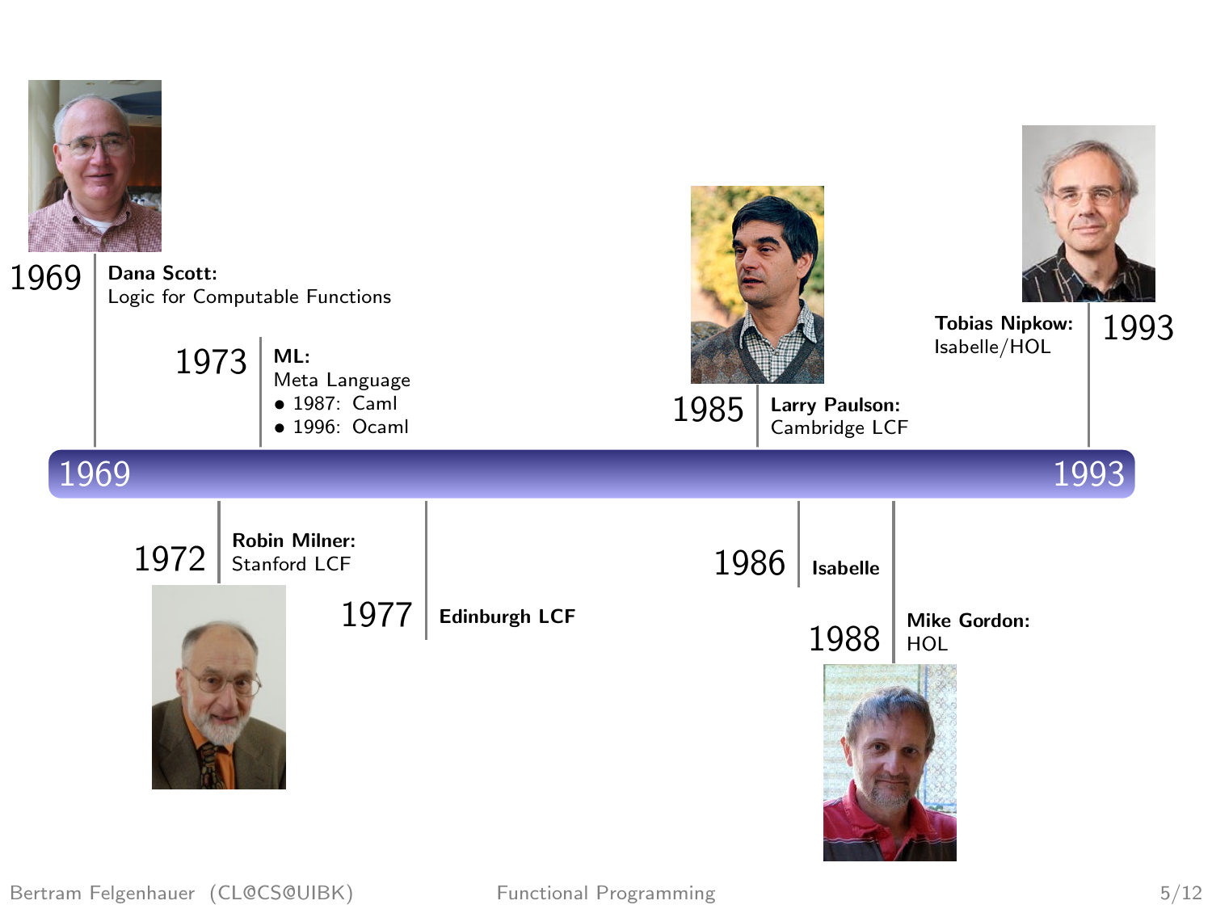**Timeline: 1969 – 1993**

- **1969** — **Dana Scott:** Logic for Computable Functions
- **1972** — **Robin Milner:** Stanford LCF
- **1973** — **ML:** Meta Language
  - 1987: Caml
  - 1996: Ocaml
- **1977** — **Edinburgh LCF**
- **1985** — **Larry Paulson:** Cambridge LCF
- **1986** — **Isabelle**
- **1988** — **Mike Gordon:** HOL
- **1993** — **Tobias Nipkow:** Isabelle/HOL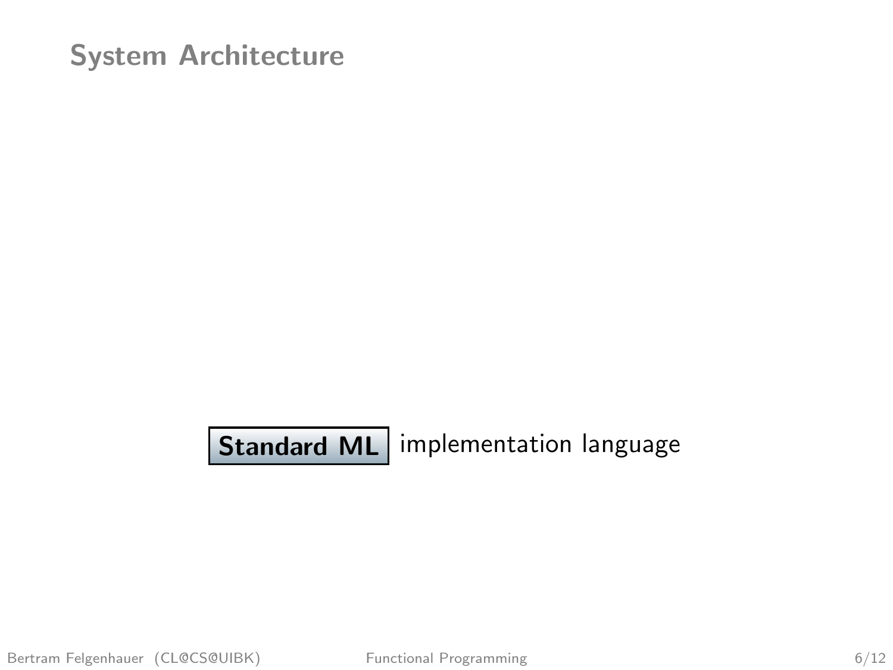## System Architecture

**Standard ML** implementation language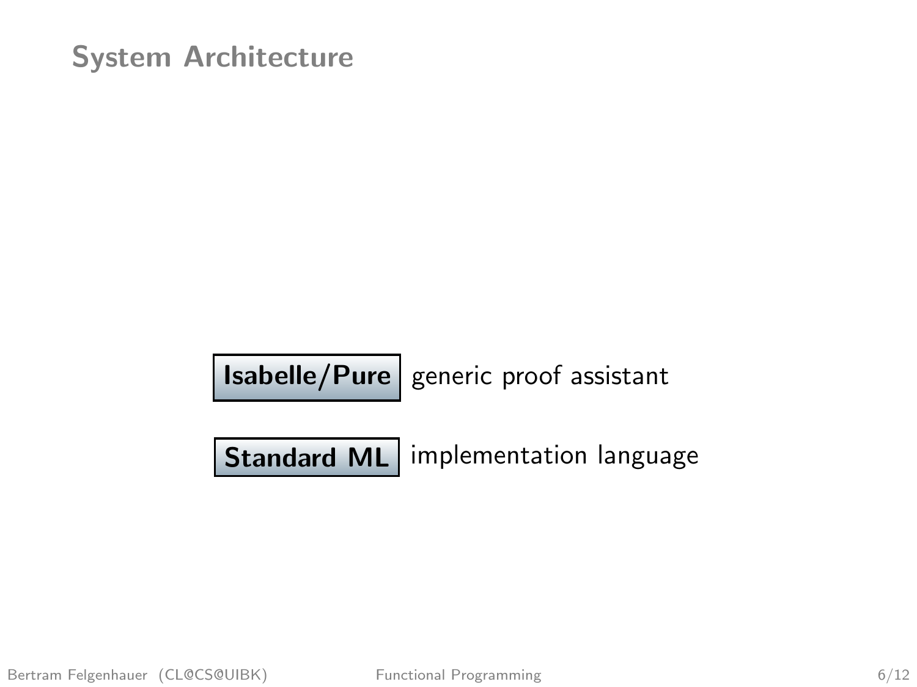# System Architecture

**Isabelle/Pure** generic proof assistant

**Standard ML** implementation language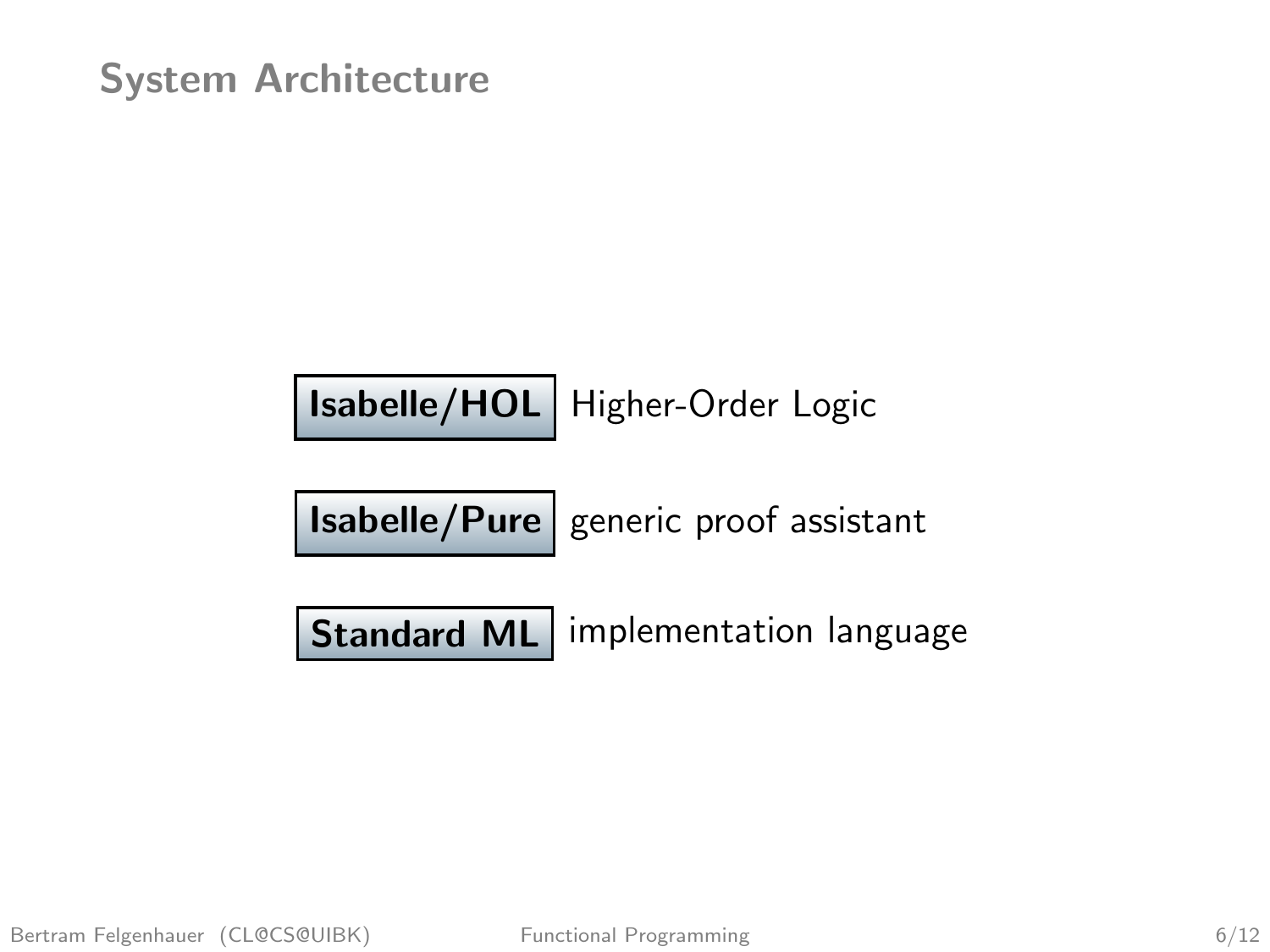# System Architecture

| | |
|---|---|
| **Isabelle/HOL** | Higher-Order Logic |
| **Isabelle/Pure** | generic proof assistant |
| **Standard ML** | implementation language |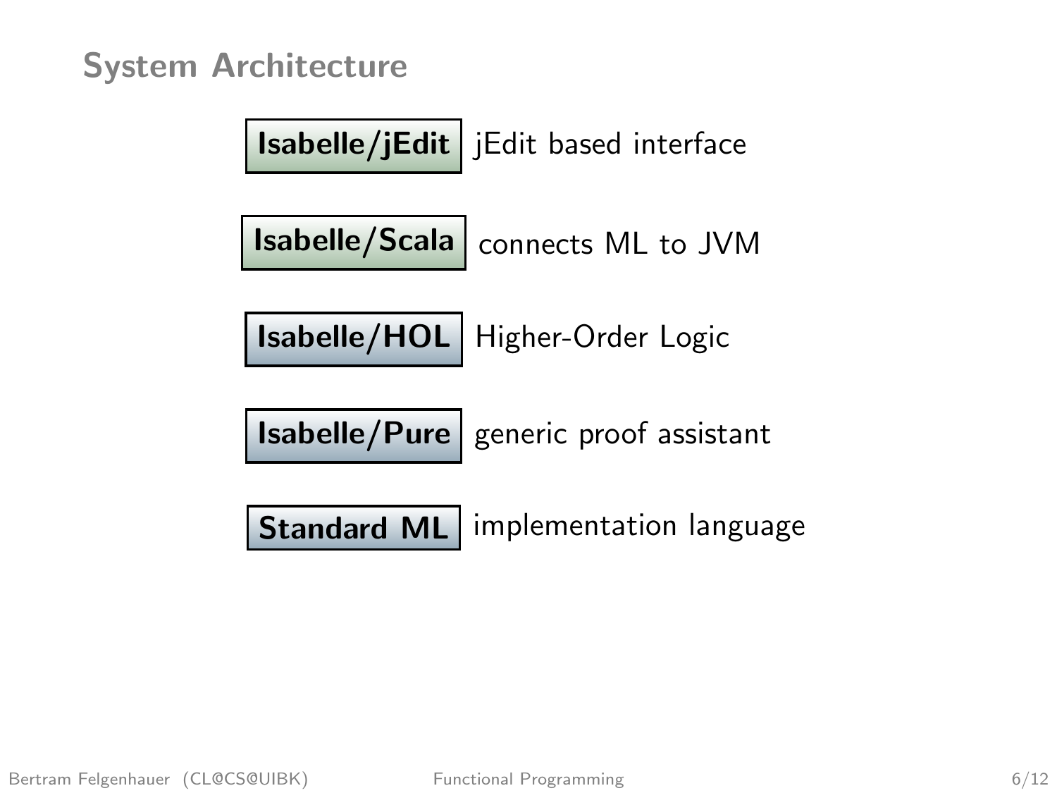## System Architecture

| | |
|---|---|
| **Isabelle/jEdit** | jEdit based interface |
| **Isabelle/Scala** | connects ML to JVM |
| **Isabelle/HOL** | Higher-Order Logic |
| **Isabelle/Pure** | generic proof assistant |
| **Standard ML** | implementation language |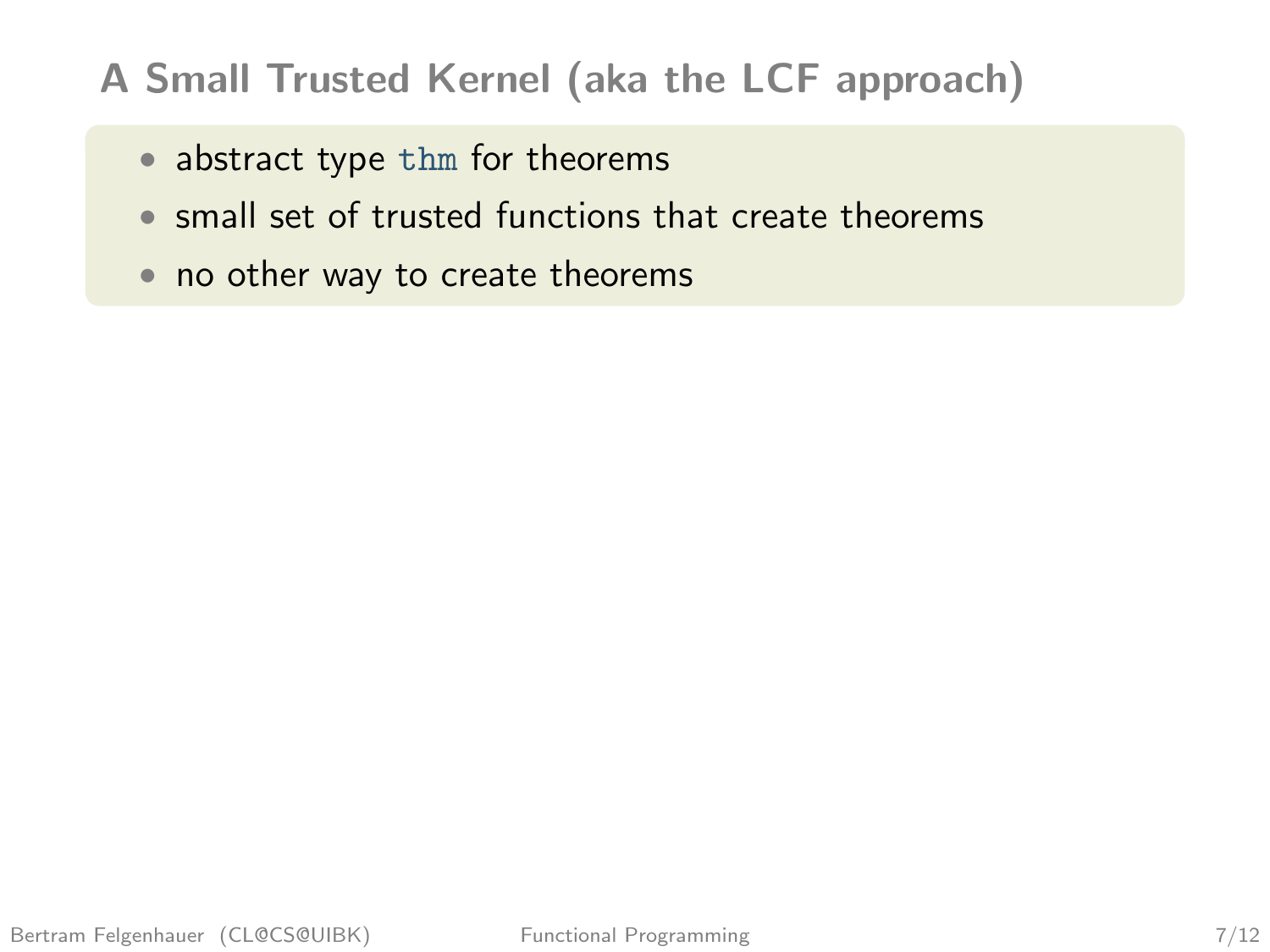# A Small Trusted Kernel (aka the LCF approach)

- abstract type `thm` for theorems
- small set of trusted functions that create theorems
- no other way to create theorems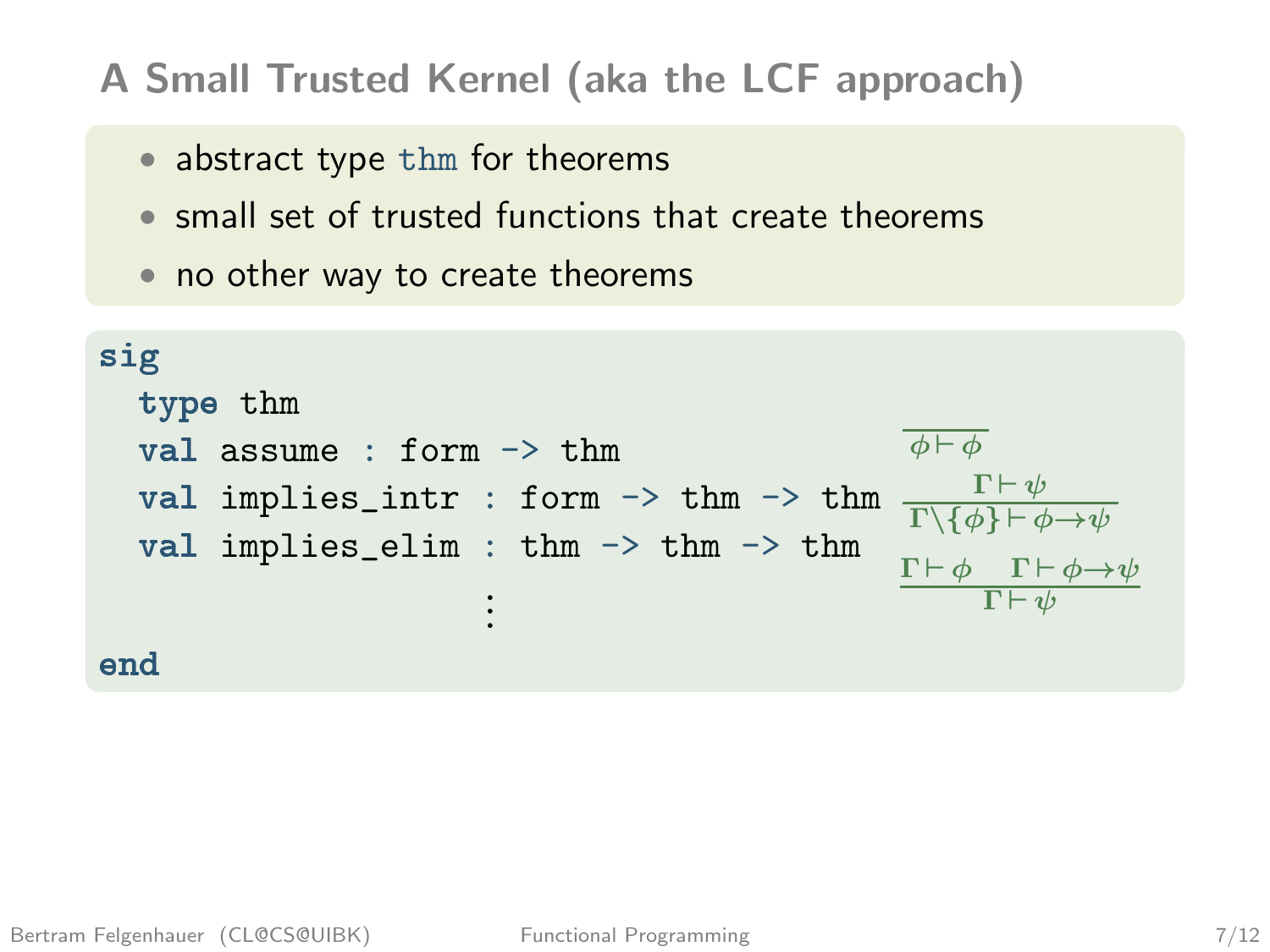# A Small Trusted Kernel (aka the LCF approach)

- abstract type `thm` for theorems
- small set of trusted functions that create theorems
- no other way to create theorems

```
sig
  type thm
  val assume : form -> thm
  val implies_intr : form -> thm -> thm
  val implies_elim : thm -> thm -> thm
                    ⋮
end
```

$$\overline{\phi \vdash \phi}$$

$$\frac{\Gamma \vdash \psi}{\Gamma \setminus \{\phi\} \vdash \phi \to \psi}$$

$$\frac{\Gamma \vdash \phi \quad \Gamma \vdash \phi \to \psi}{\Gamma \vdash \psi}$$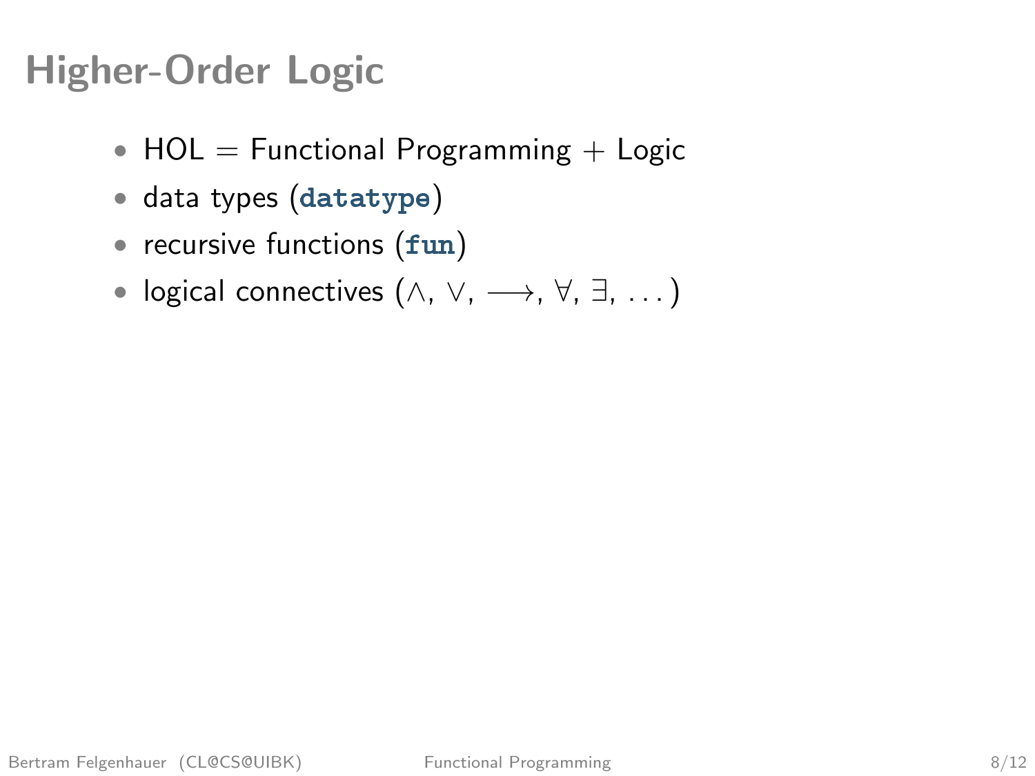# Higher-Order Logic

- HOL = Functional Programming + Logic
- data types (`datatype`)
- recursive functions (`fun`)
- logical connectives ($\wedge$, $\vee$, $\longrightarrow$, $\forall$, $\exists$, $\ldots$)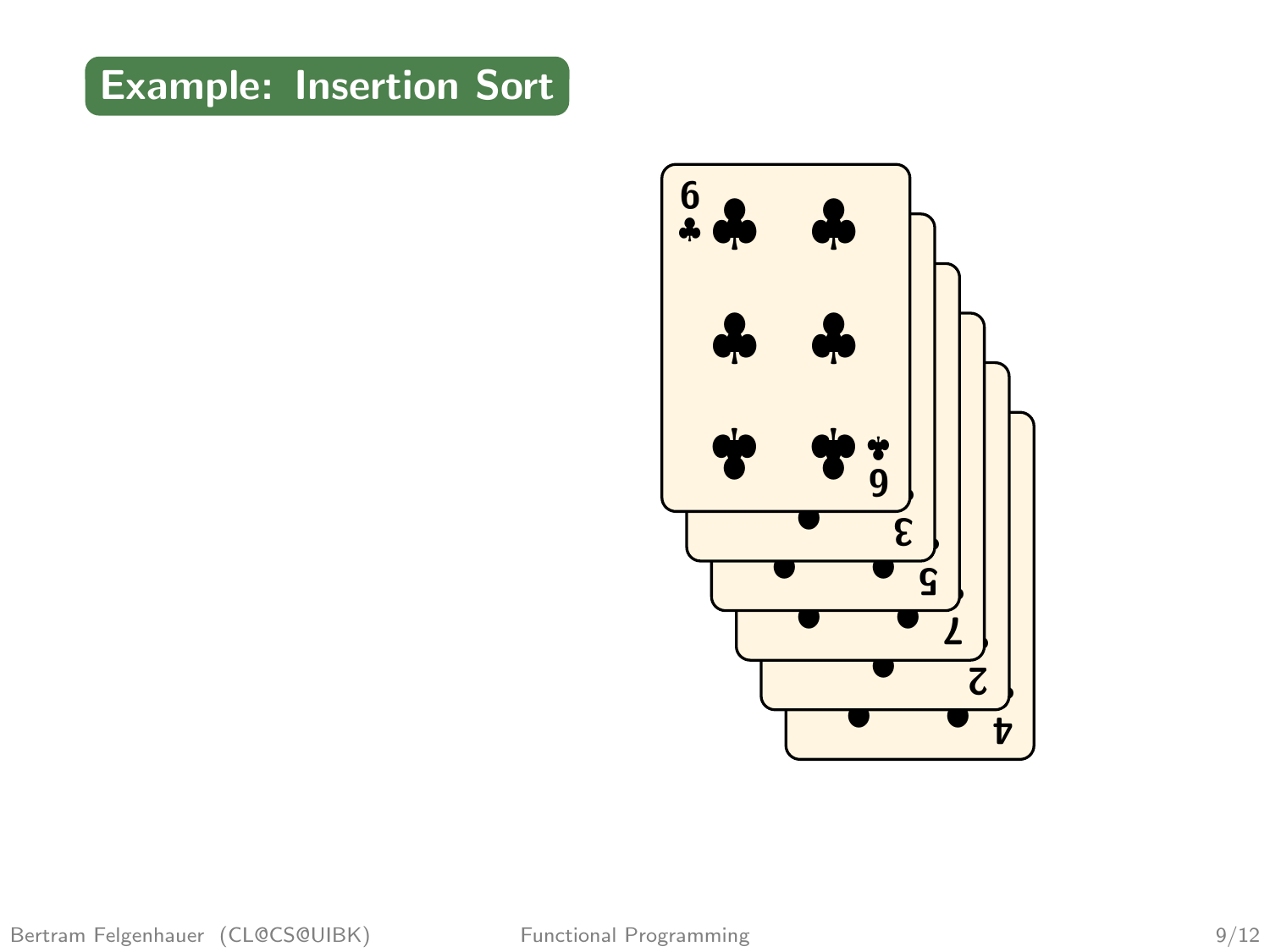# Example: Insertion Sort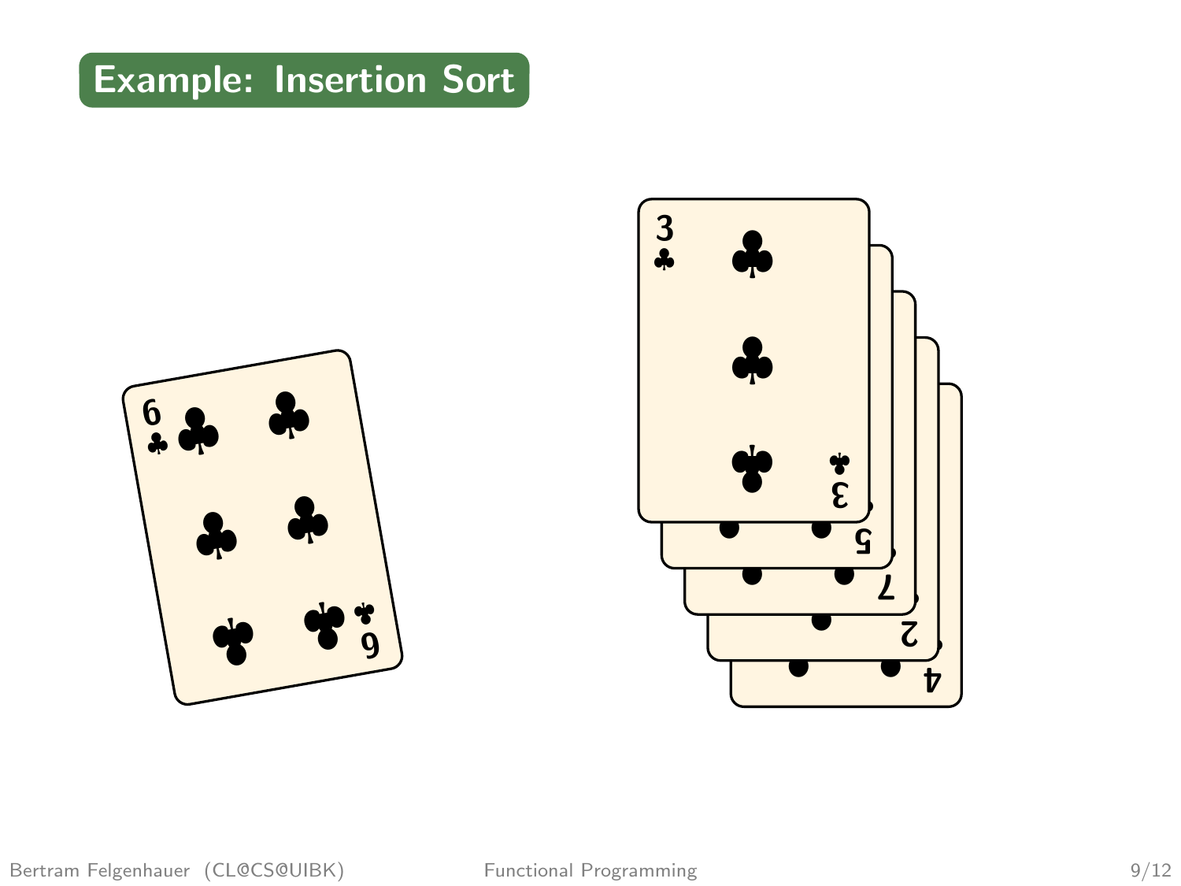# Example: Insertion Sort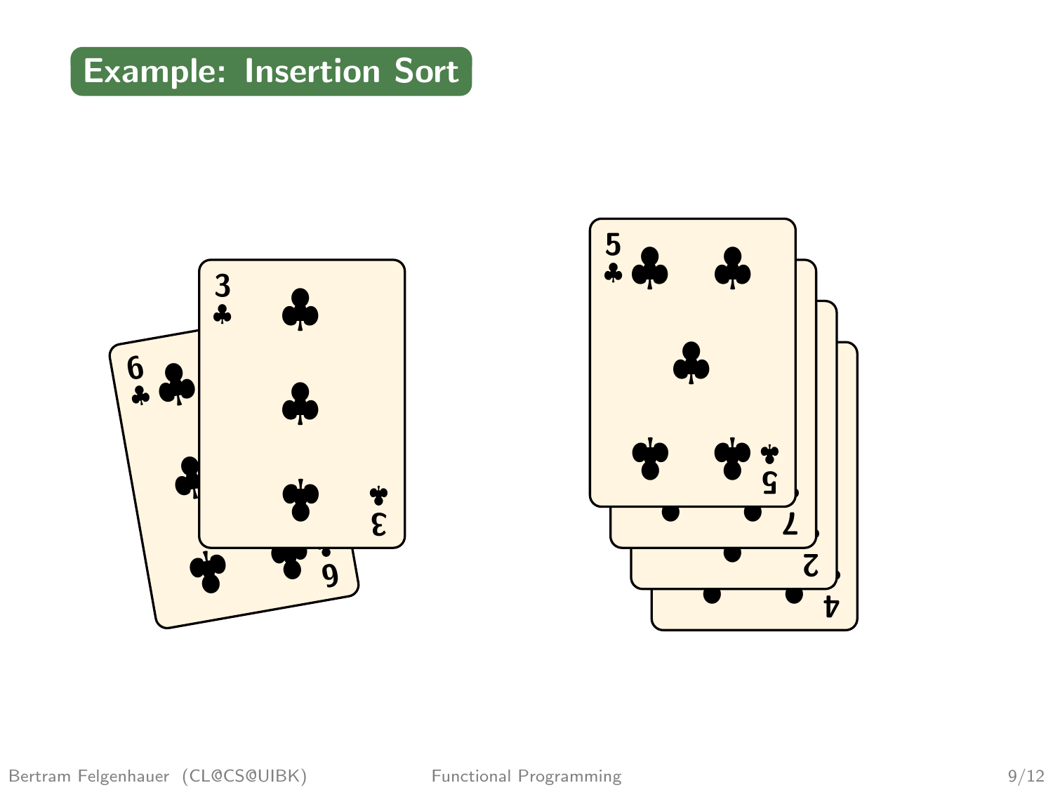## Example: Insertion Sort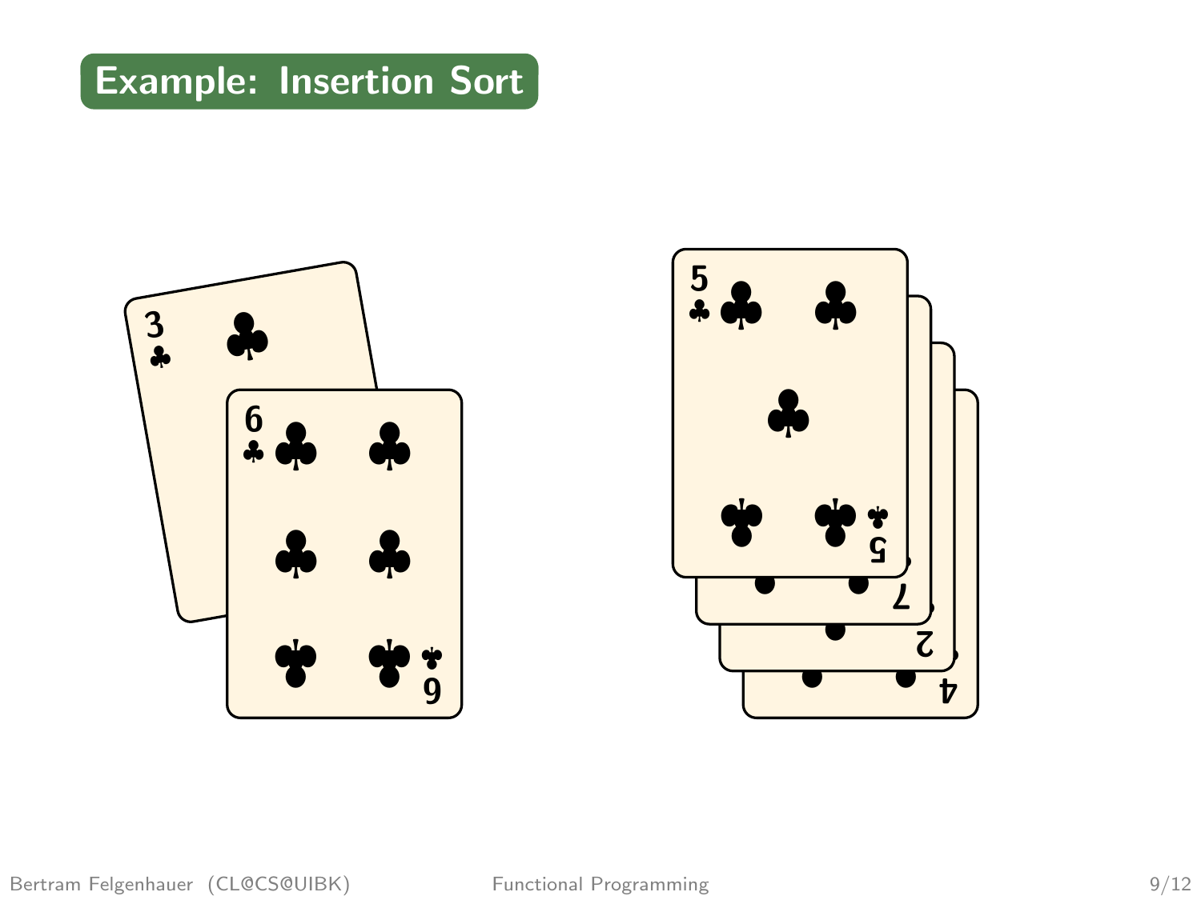# Example: Insertion Sort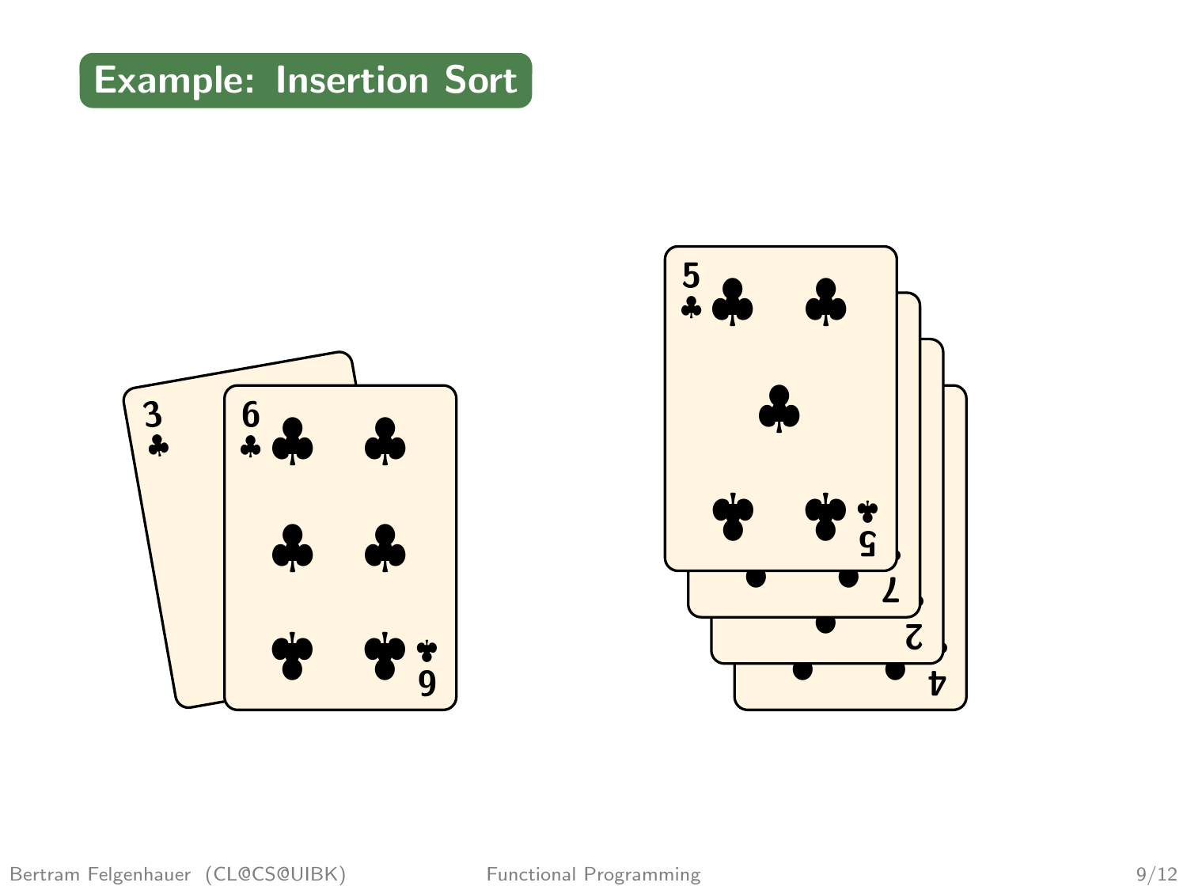## Example: Insertion Sort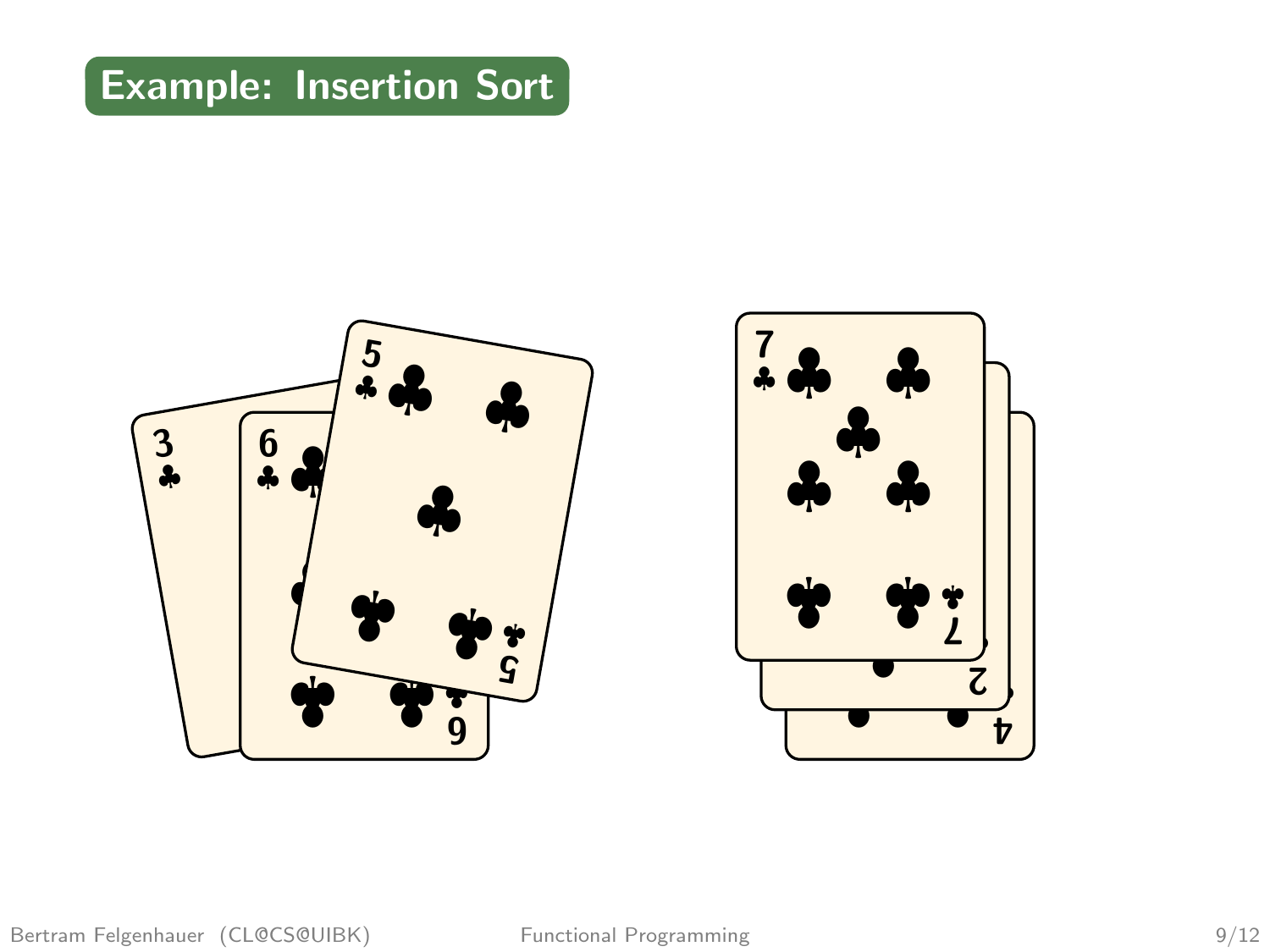# Example: Insertion Sort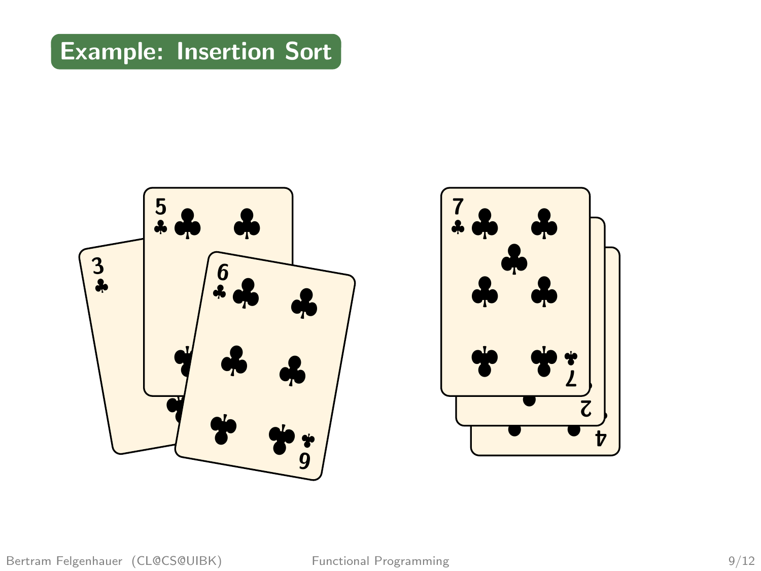# Example: Insertion Sort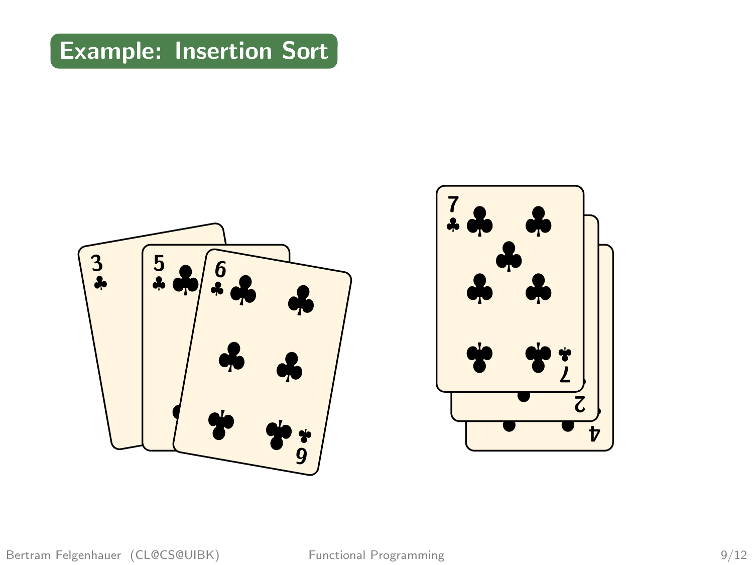# Example: Insertion Sort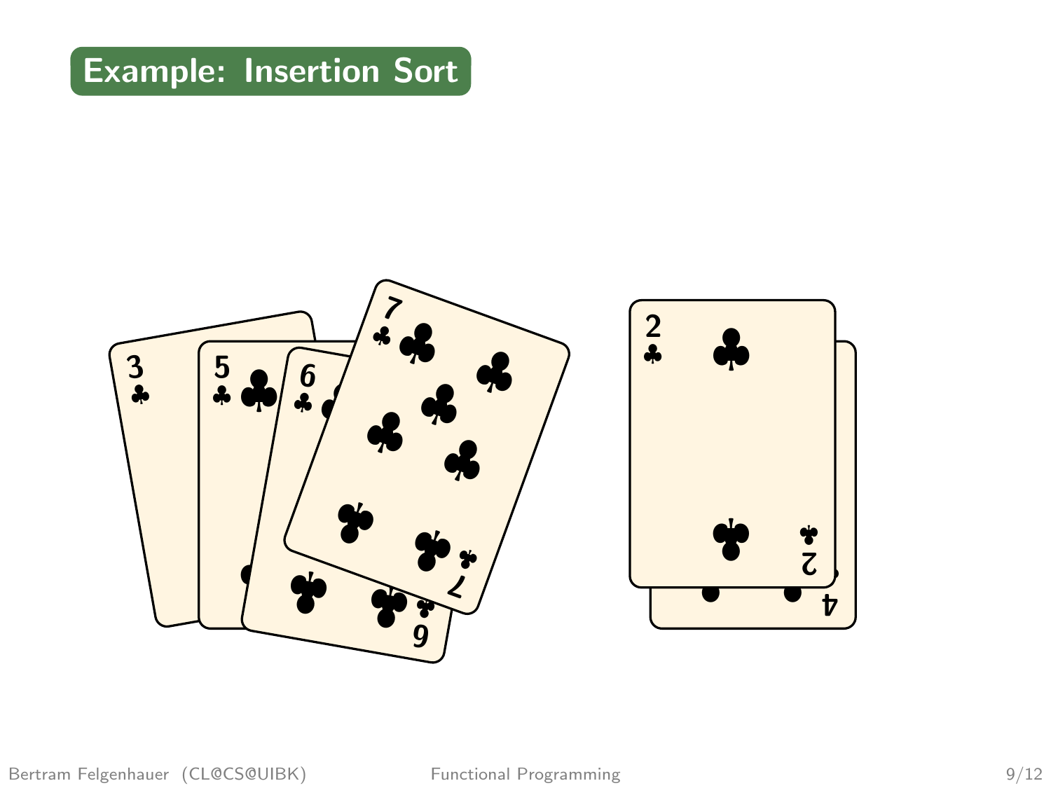## Example: Insertion Sort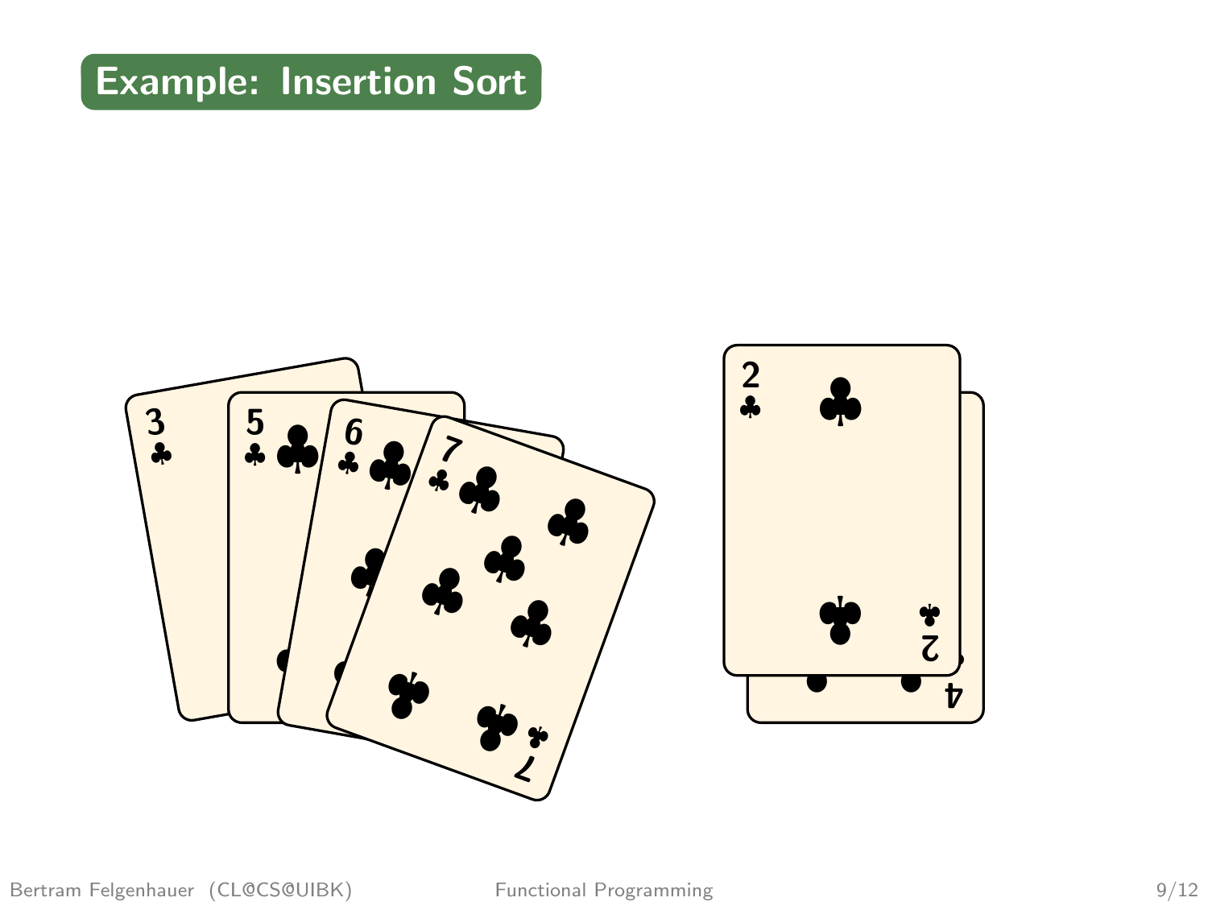# Example: Insertion Sort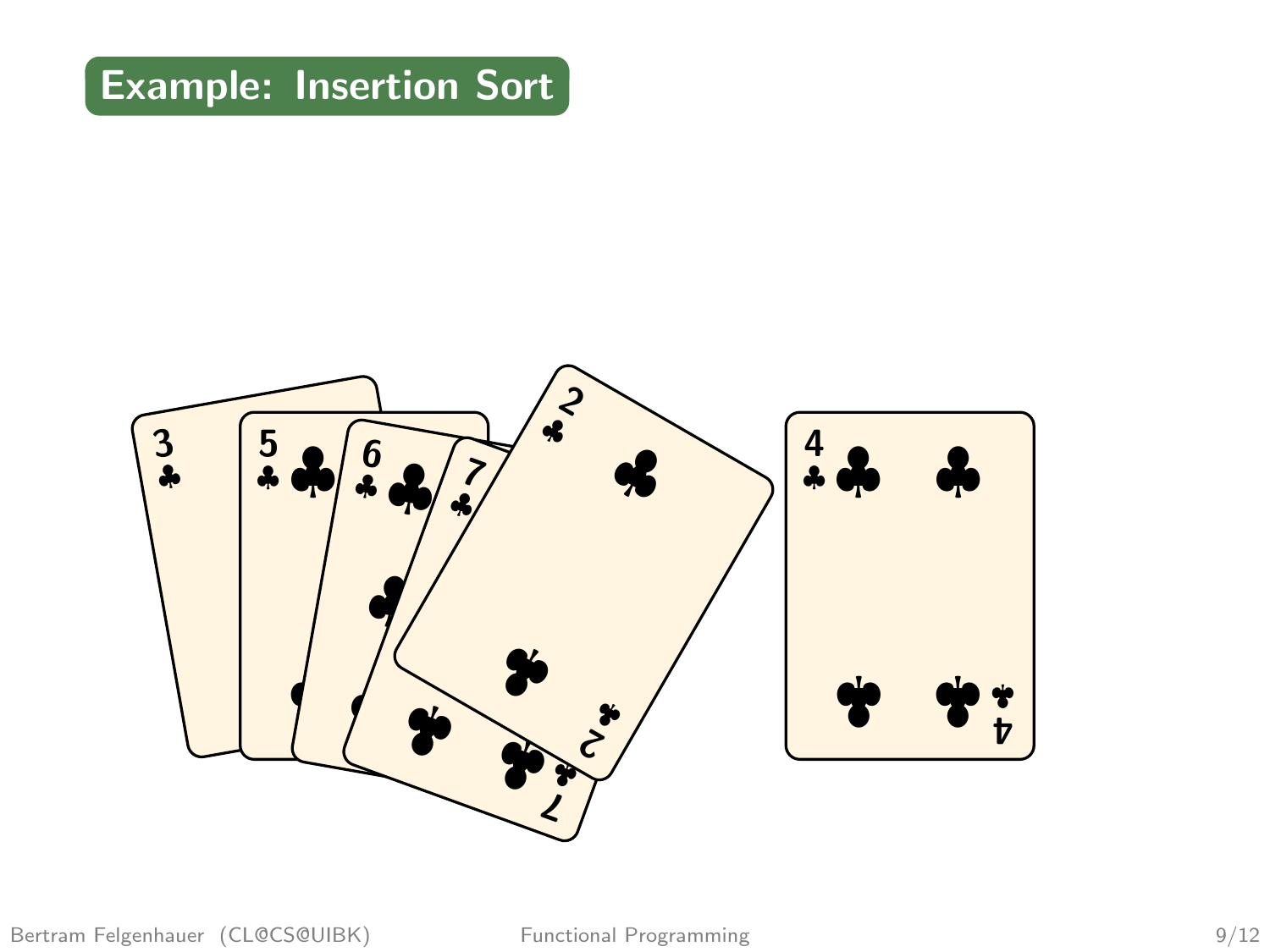# Example: Insertion Sort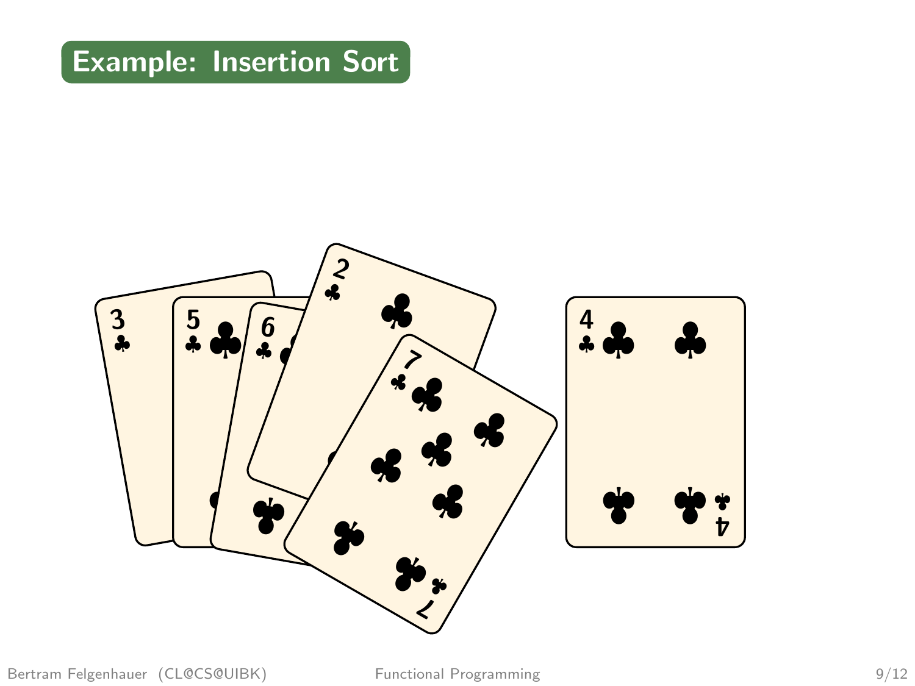# Example: Insertion Sort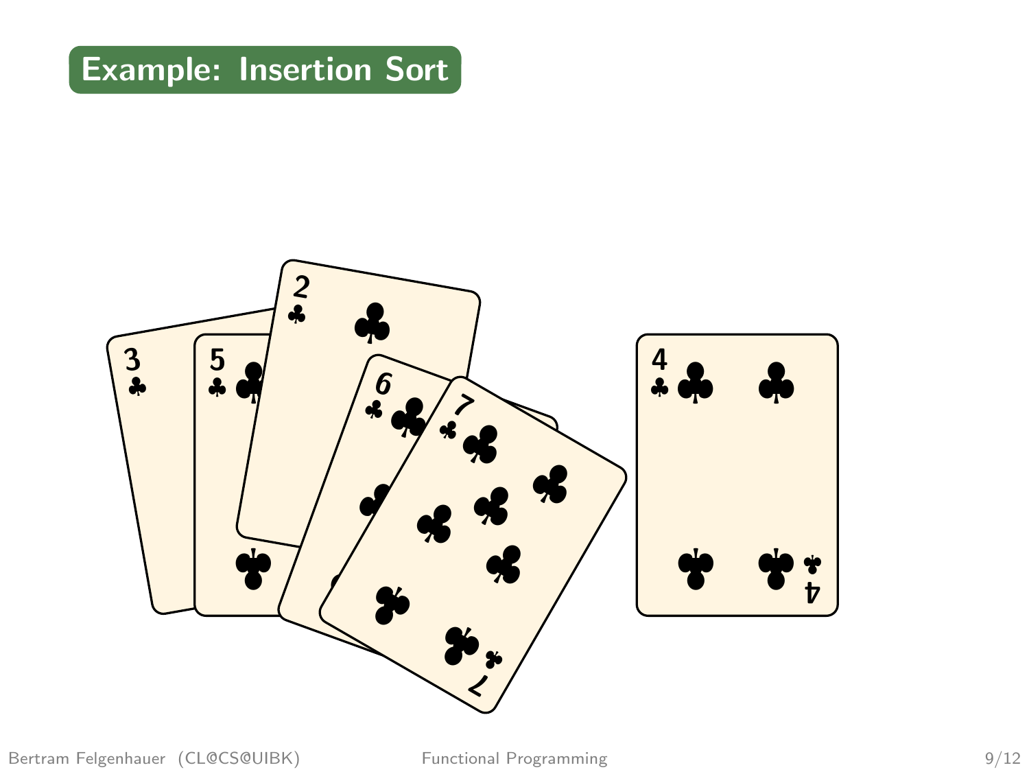# Example: Insertion Sort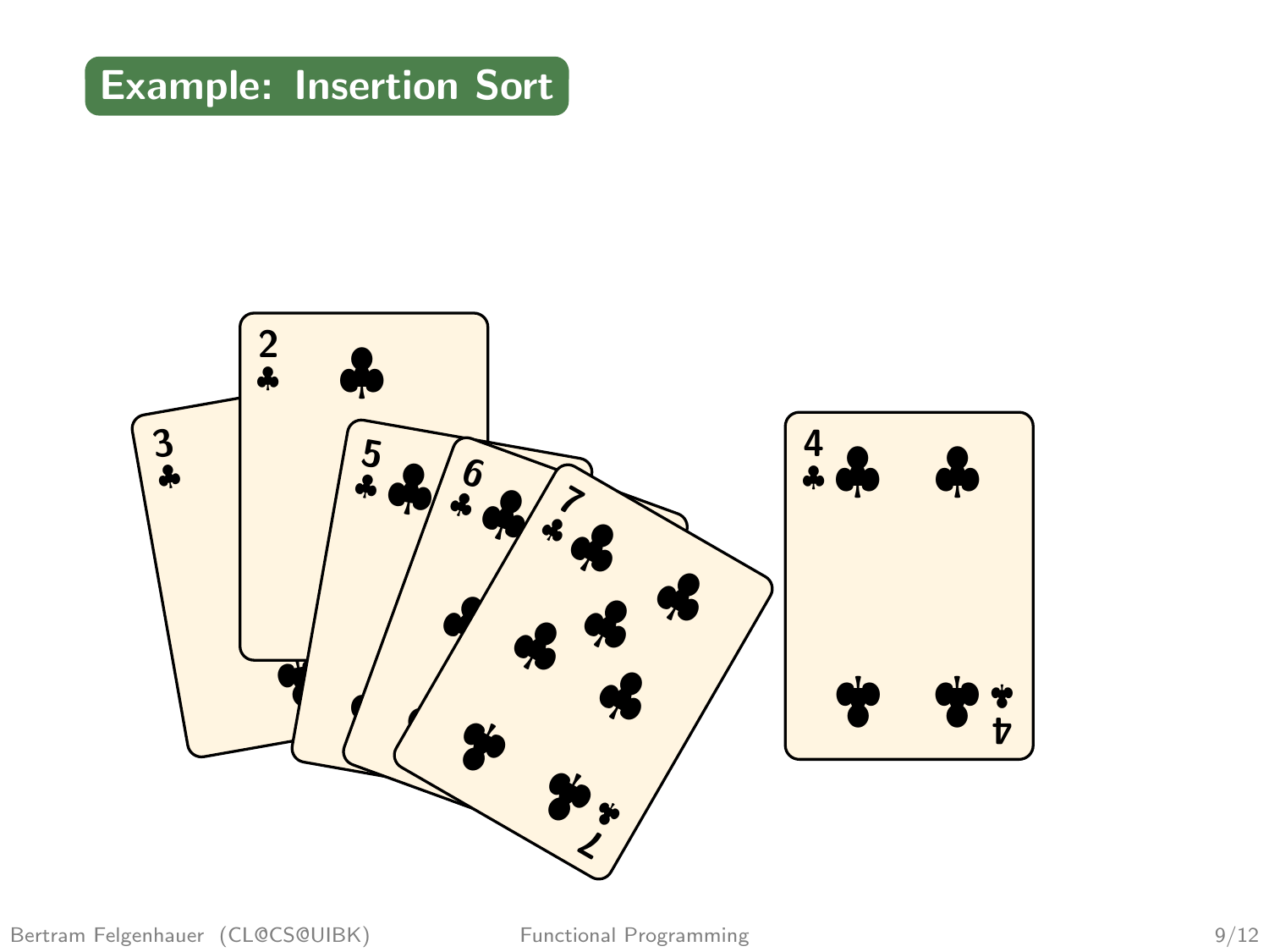## Example: Insertion Sort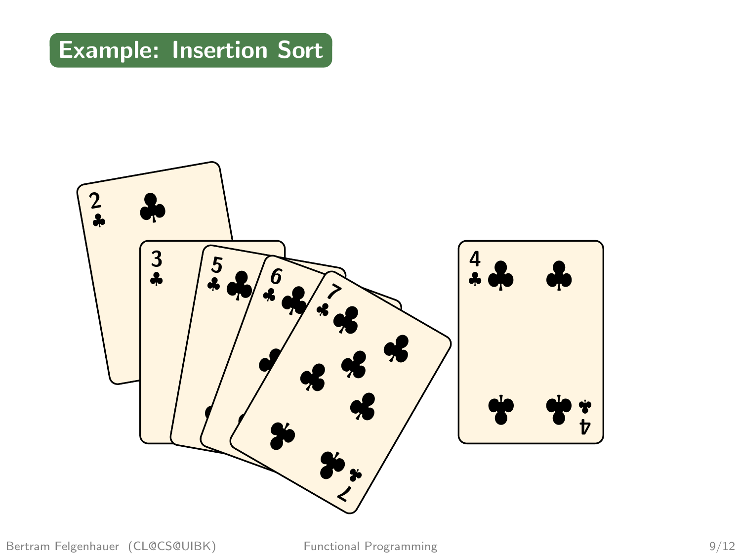# Example: Insertion Sort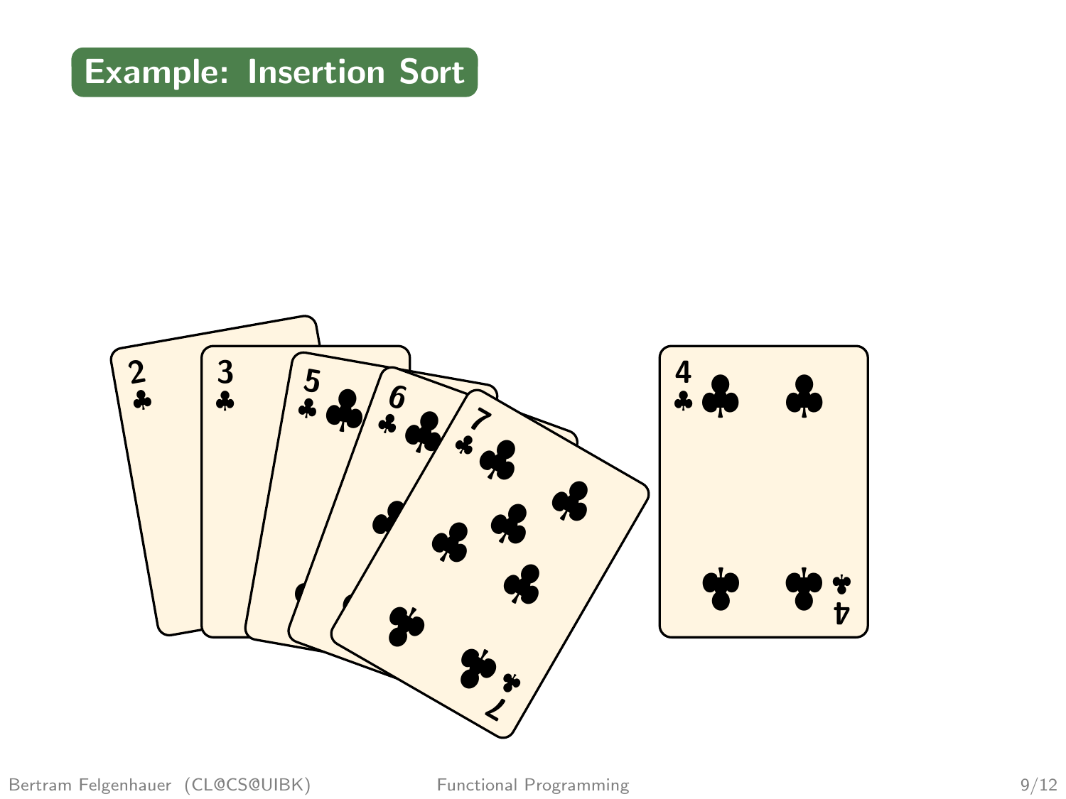## Example: Insertion Sort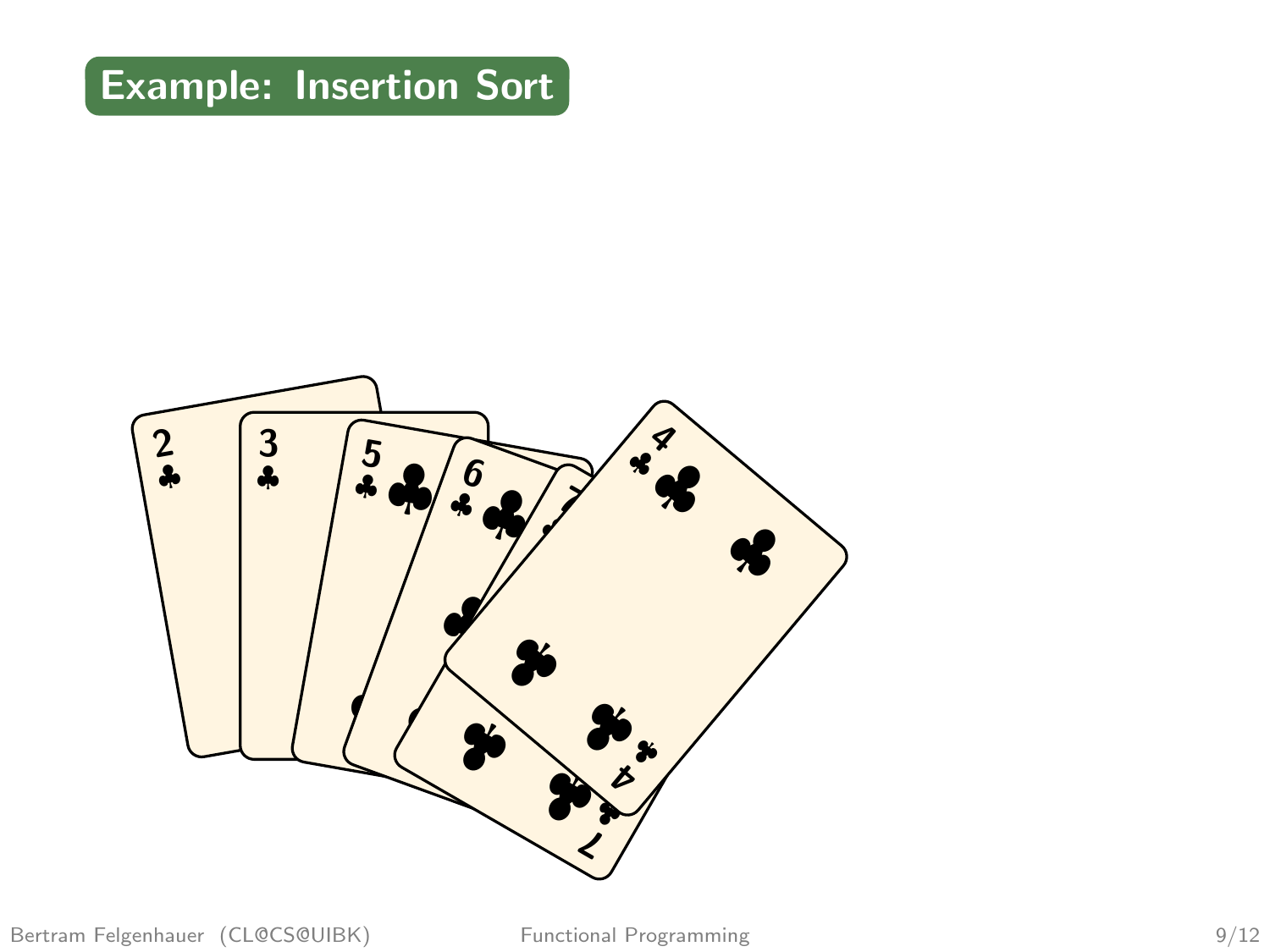# Example: Insertion Sort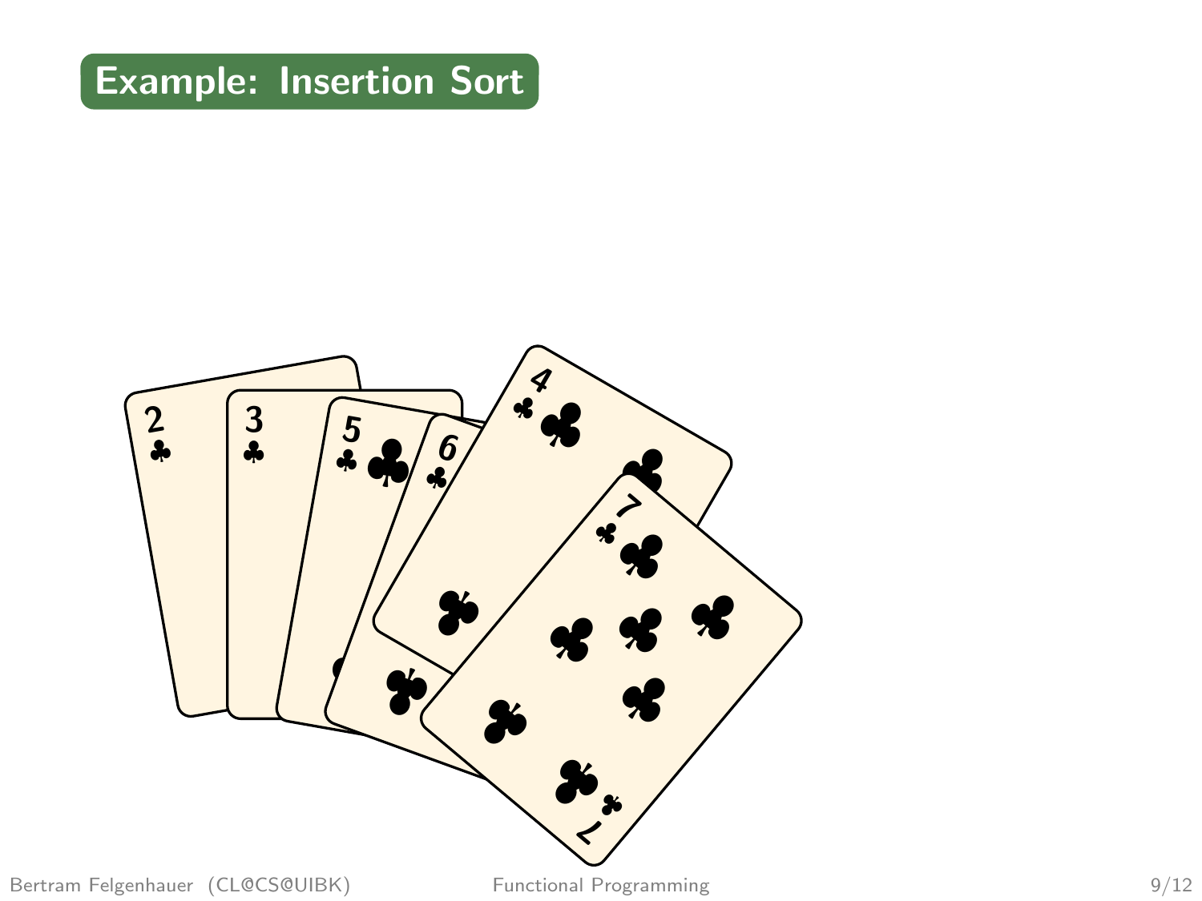## Example: Insertion Sort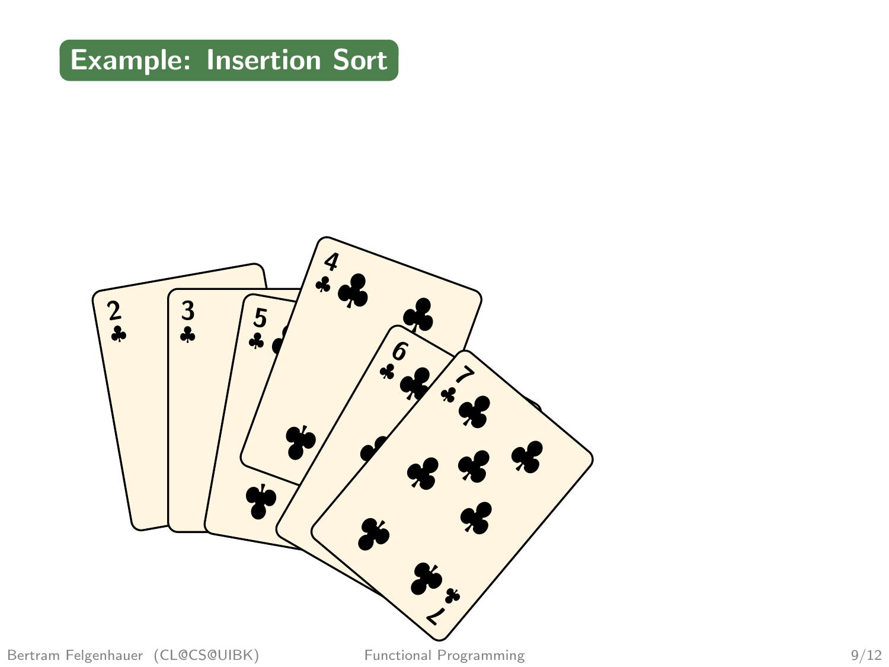# Example: Insertion Sort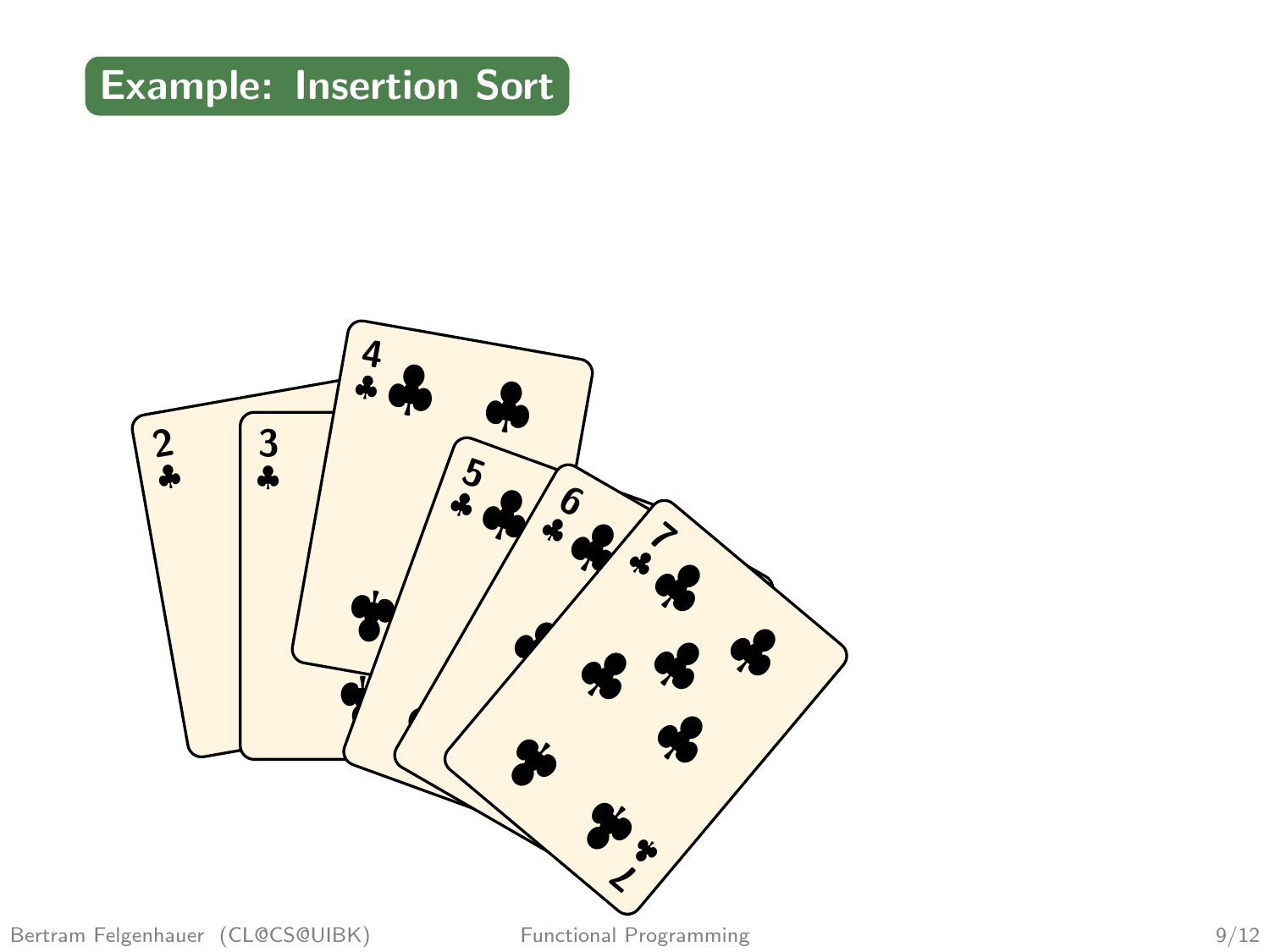# Example: Insertion Sort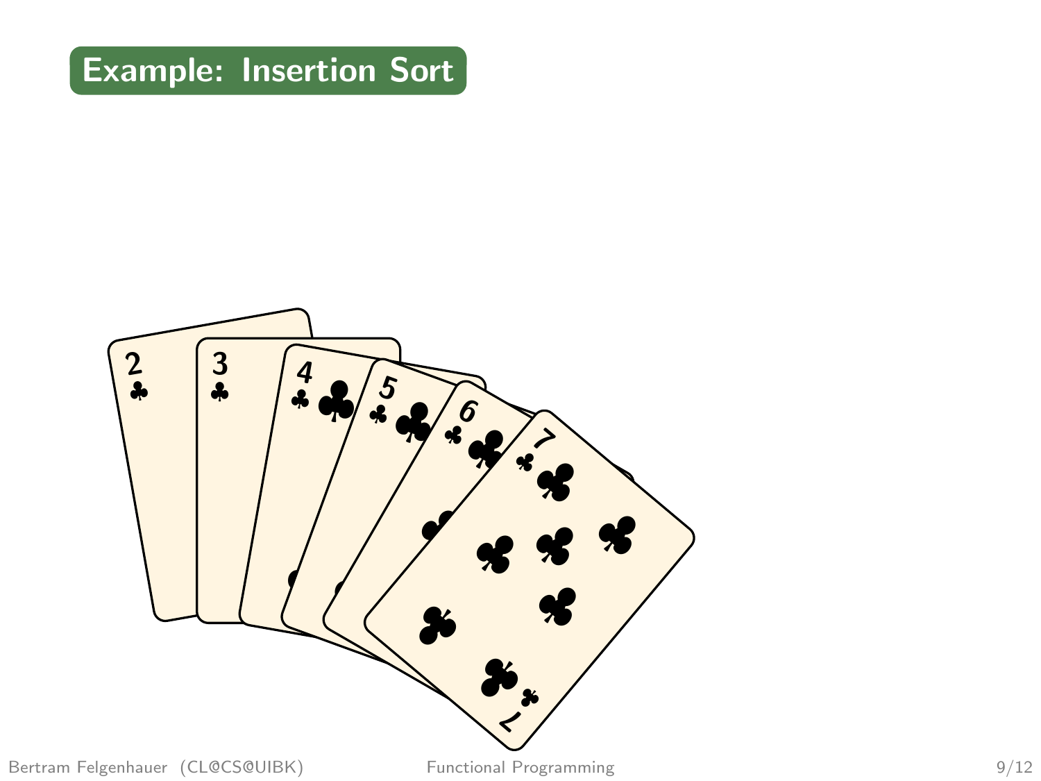# Example: Insertion Sort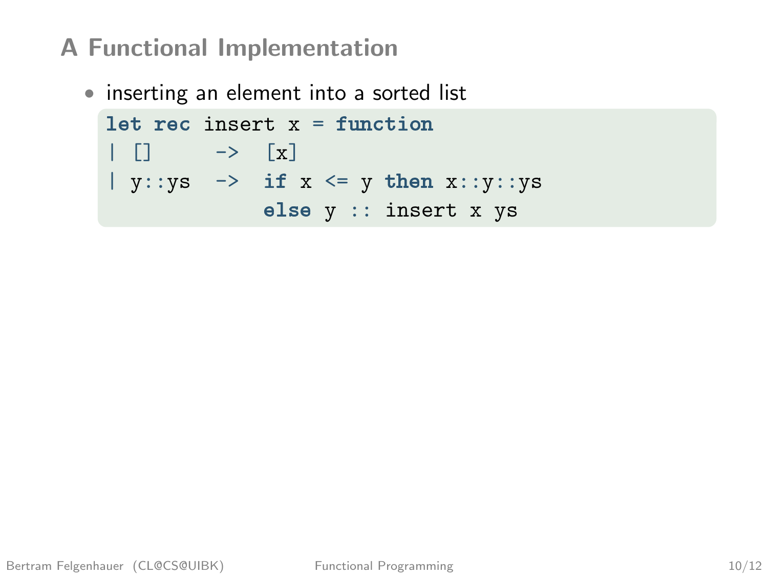## A Functional Implementation

- inserting an element into a sorted list

```
let rec insert x = function
| []     ->  [x]
| y::ys  ->  if x <= y then x::y::ys
             else y :: insert x ys
```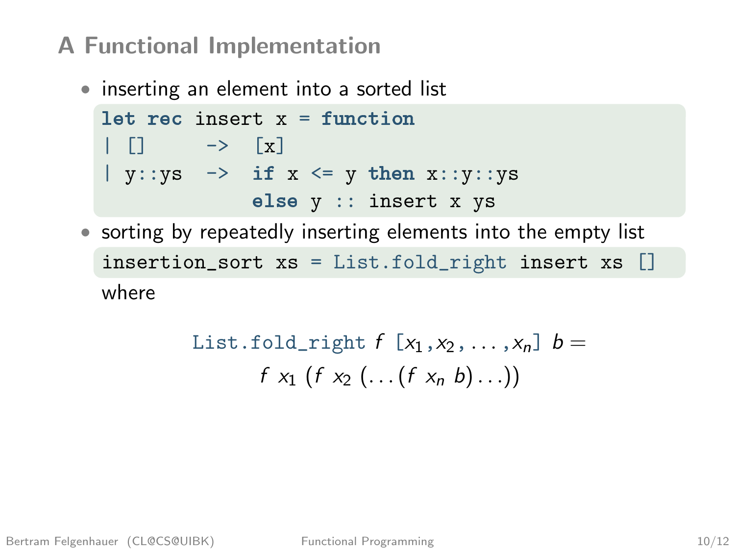## A Functional Implementation

- inserting an element into a sorted list

```
let rec insert x = function
| []     ->  [x]
| y::ys  ->  if x <= y then x::y::ys
             else y :: insert x ys
```

- sorting by repeatedly inserting elements into the empty list

```
insertion_sort xs = List.fold_right insert xs []
```

where

$$\texttt{List.fold\_right}\ f\ [x_1, x_2, \ldots, x_n]\ b = f\ x_1\ (f\ x_2\ (\ldots(f\ x_n\ b)\ldots))$$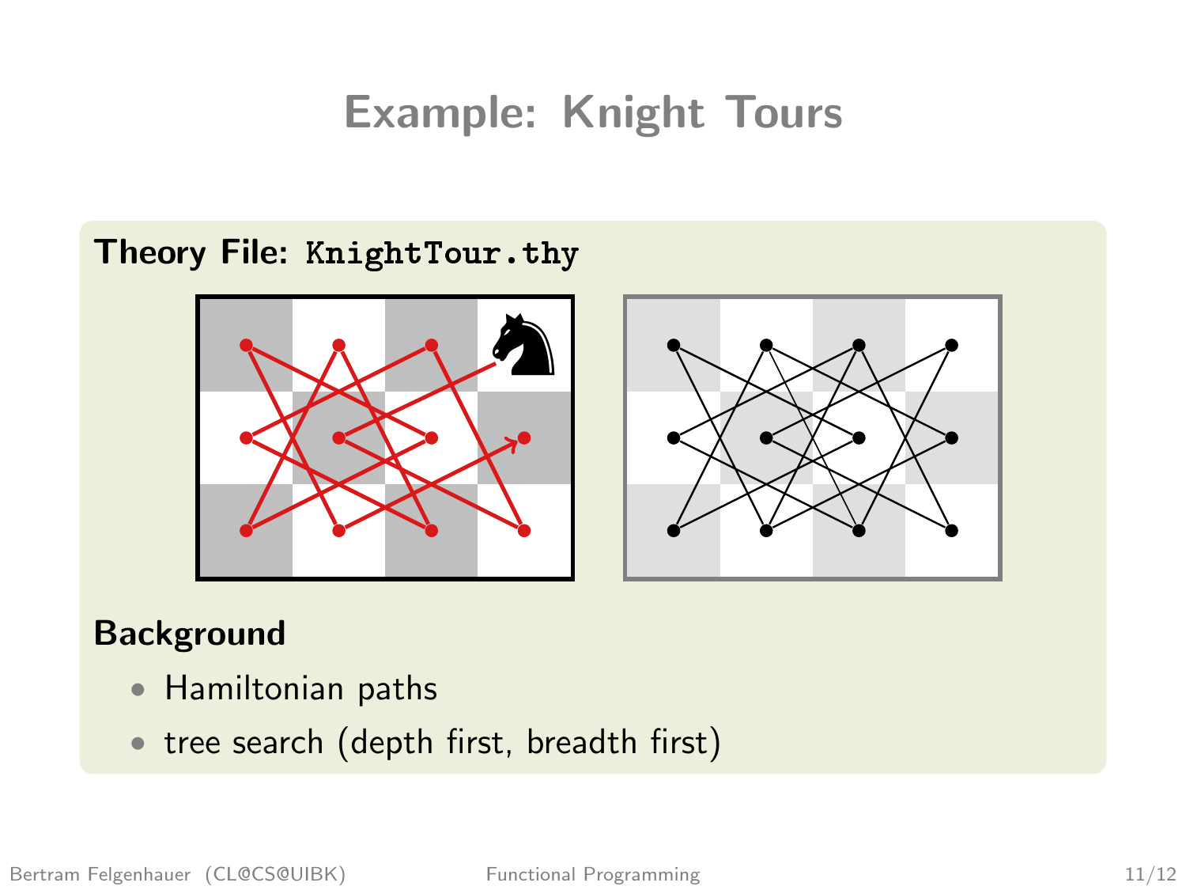# Example: Knight Tours

**Theory File: `KnightTour.thy`**

## Background

- Hamiltonian paths
- tree search (depth first, breadth first)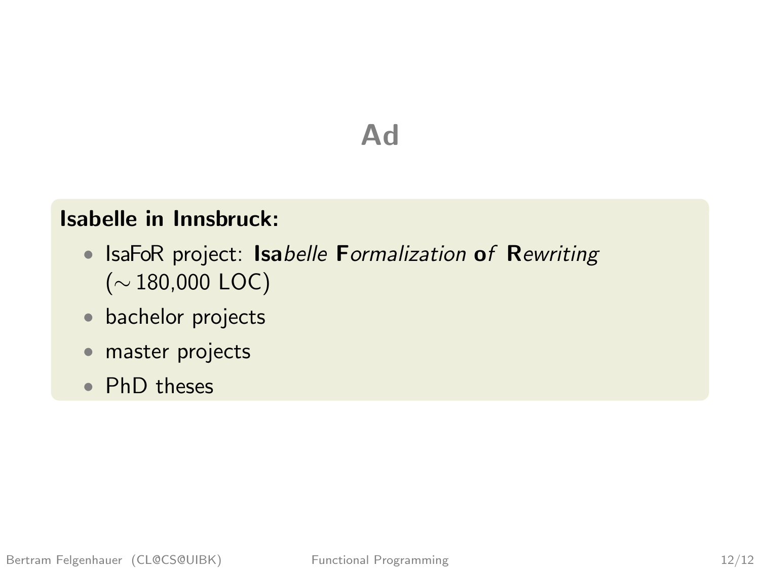# Ad

**Isabelle in Innsbruck:**

- IsaFoR project: **Isa***belle* **F***ormalization* **o***f* **R***ewriting* ($\sim$ 180,000 LOC)
- bachelor projects
- master projects
- PhD theses